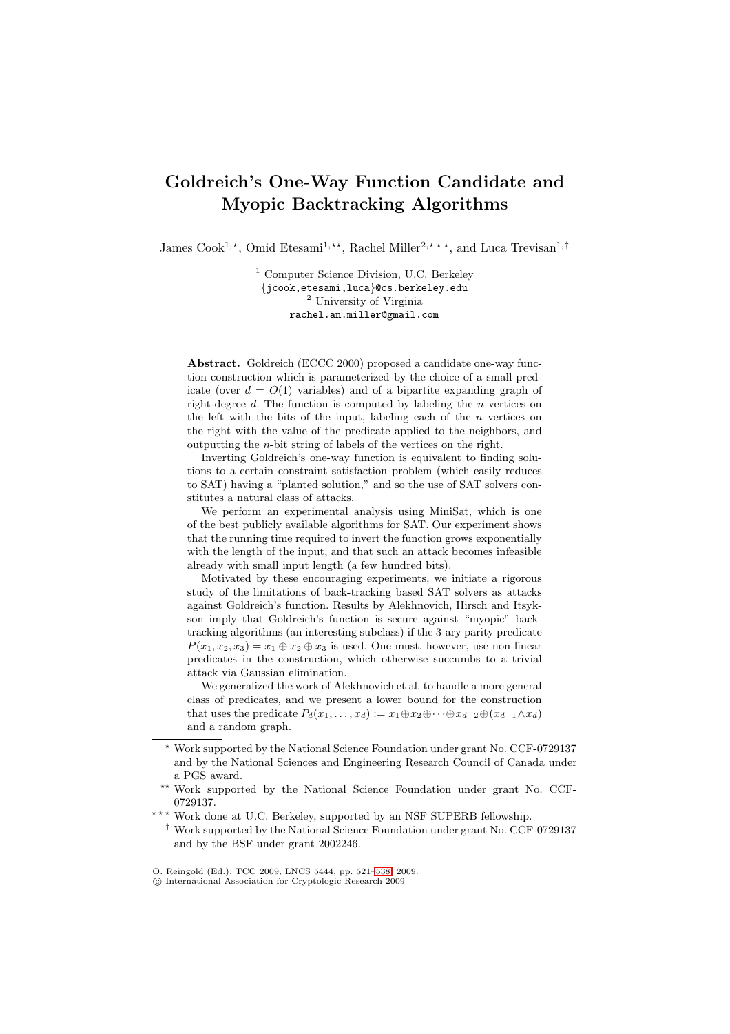# Goldreich's One-Way Function Candidate and Myopic Backtracking Algorithms

James Cook[1,⋆], Omid Etesami[1,⋆⋆], Rachel Miller[2,⋆⋆⋆], and Luca Trevisan[1,†]

[1] Computer Science Division, U.C. Berkeley
{jcook,etesami,luca}@cs.berkeley.edu

[2] University of Virginia
rachel.an.miller@gmail.com

**Abstract.** Goldreich (ECCC 2000) proposed a candidate one-way function construction which is parameterized by the choice of a small predicate (over $d = O(1)$ variables) and of a bipartite expanding graph of right-degree $d$. The function is computed by labeling the $n$ vertices on the left with the bits of the input, labeling each of the $n$ vertices on the right with the value of the predicate applied to the neighbors, and outputting the $n$-bit string of labels of the vertices on the right.

Inverting Goldreich's one-way function is equivalent to finding solutions to a certain constraint satisfaction problem (which easily reduces to SAT) having a "planted solution," and so the use of SAT solvers constitutes a natural class of attacks.

We perform an experimental analysis using MiniSat, which is one of the best publicly available algorithms for SAT. Our experiment shows that the running time required to invert the function grows exponentially with the length of the input, and that such an attack becomes infeasible already with small input length (a few hundred bits).

Motivated by these encouraging experiments, we initiate a rigorous study of the limitations of back-tracking based SAT solvers as attacks against Goldreich's function. Results by Alekhnovich, Hirsch and Itsykson imply that Goldreich's function is secure against "myopic" backtracking algorithms (an interesting subclass) if the 3-ary parity predicate $P(x_1, x_2, x_3) = x_1 \oplus x_2 \oplus x_3$ is used. One must, however, use non-linear predicates in the construction, which otherwise succumbs to a trivial attack via Gaussian elimination.

We generalized the work of Alekhnovich et al. to handle a more general class of predicates, and we present a lower bound for the construction that uses the predicate $P_d(x_1, \ldots, x_d) := x_1 \oplus x_2 \oplus \cdots \oplus x_{d-2} \oplus (x_{d-1} \wedge x_d)$ and a random graph.

---

⋆ Work supported by the National Science Foundation under grant No. CCF-0729137 and by the National Sciences and Engineering Research Council of Canada under a PGS award.

⋆⋆ Work supported by the National Science Foundation under grant No. CCF-0729137.

⋆⋆⋆ Work done at U.C. Berkeley, supported by an NSF SUPERB fellowship.

† Work supported by the National Science Foundation under grant No. CCF-0729137 and by the BSF under grant 2002246.

O. Reingold (Ed.): TCC 2009, LNCS 5444, pp. 521–538, 2009.
© International Association for Cryptologic Research 2009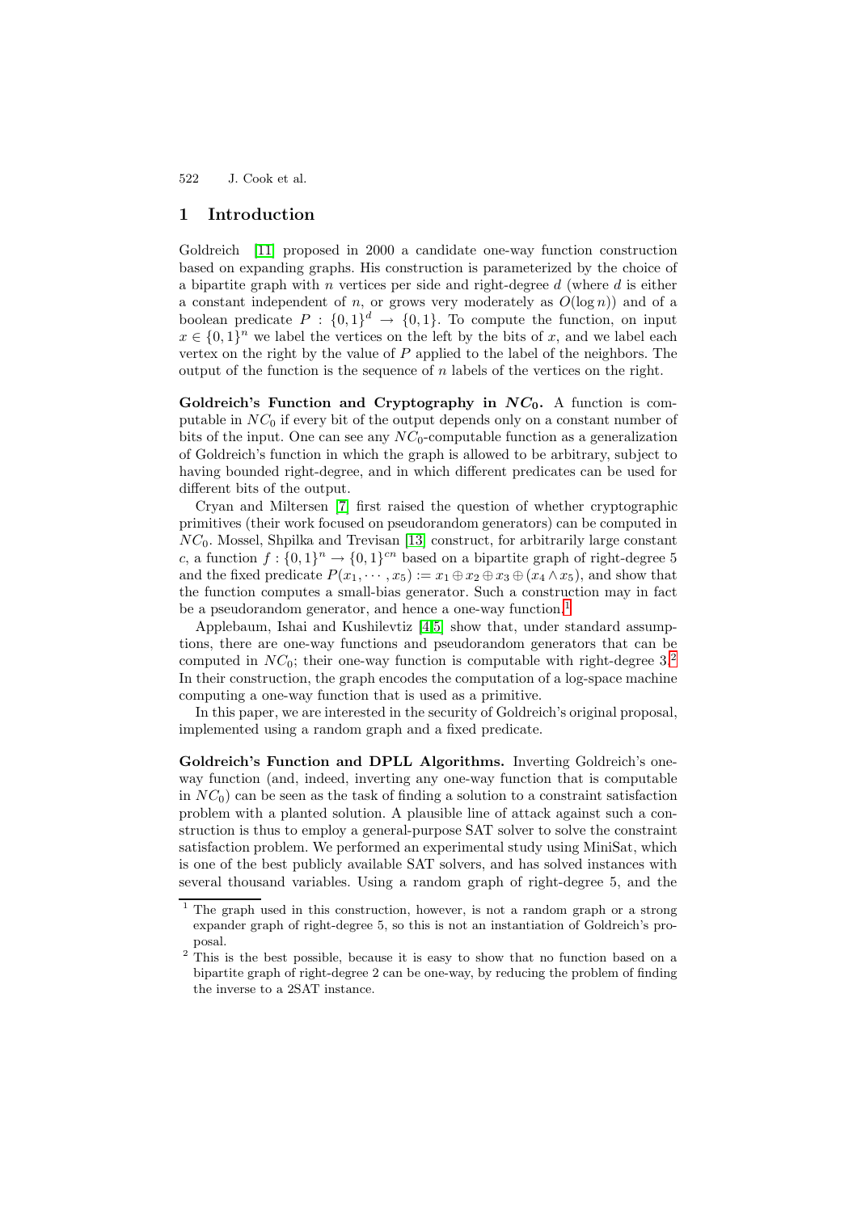## 1 Introduction

Goldreich [11] proposed in 2000 a candidate one-way function construction based on expanding graphs. His construction is parameterized by the choice of a bipartite graph with $n$ vertices per side and right-degree $d$ (where $d$ is either a constant independent of $n$, or grows very moderately as $O(\log n)$) and of a boolean predicate $P : \{0,1\}^d \rightarrow \{0,1\}$. To compute the function, on input $x \in \{0,1\}^n$ we label the vertices on the left by the bits of $x$, and we label each vertex on the right by the value of $P$ applied to the label of the neighbors. The output of the function is the sequence of $n$ labels of the vertices on the right.

**Goldreich's Function and Cryptography in $NC_0$.** A function is computable in $NC_0$ if every bit of the output depends only on a constant number of bits of the input. One can see any $NC_0$-computable function as a generalization of Goldreich's function in which the graph is allowed to be arbitrary, subject to having bounded right-degree, and in which different predicates can be used for different bits of the output.

Cryan and Miltersen [7] first raised the question of whether cryptographic primitives (their work focused on pseudorandom generators) can be computed in $NC_0$. Mossel, Shpilka and Trevisan [13] construct, for arbitrarily large constant $c$, a function $f : \{0,1\}^n \rightarrow \{0,1\}^{cn}$ based on a bipartite graph of right-degree 5 and the fixed predicate $P(x_1, \cdots, x_5) := x_1 \oplus x_2 \oplus x_3 \oplus (x_4 \wedge x_5)$, and show that the function computes a small-bias generator. Such a construction may in fact be a pseudorandom generator, and hence a one-way function.[1]

Applebaum, Ishai and Kushilevtiz [4,5] show that, under standard assumptions, there are one-way functions and pseudorandom generators that can be computed in $NC_0$; their one-way function is computable with right-degree 3.[2] In their construction, the graph encodes the computation of a log-space machine computing a one-way function that is used as a primitive.

In this paper, we are interested in the security of Goldreich's original proposal, implemented using a random graph and a fixed predicate.

**Goldreich's Function and DPLL Algorithms.** Inverting Goldreich's one-way function (and, indeed, inverting any one-way function that is computable in $NC_0$) can be seen as the task of finding a solution to a constraint satisfaction problem with a planted solution. A plausible line of attack against such a construction is thus to employ a general-purpose SAT solver to solve the constraint satisfaction problem. We performed an experimental study using MiniSat, which is one of the best publicly available SAT solvers, and has solved instances with several thousand variables. Using a random graph of right-degree 5, and the

---

[1] The graph used in this construction, however, is not a random graph or a strong expander graph of right-degree 5, so this is not an instantiation of Goldreich's proposal.

[2] This is the best possible, because it is easy to show that no function based on a bipartite graph of right-degree 2 can be one-way, by reducing the problem of finding the inverse to a 2SAT instance.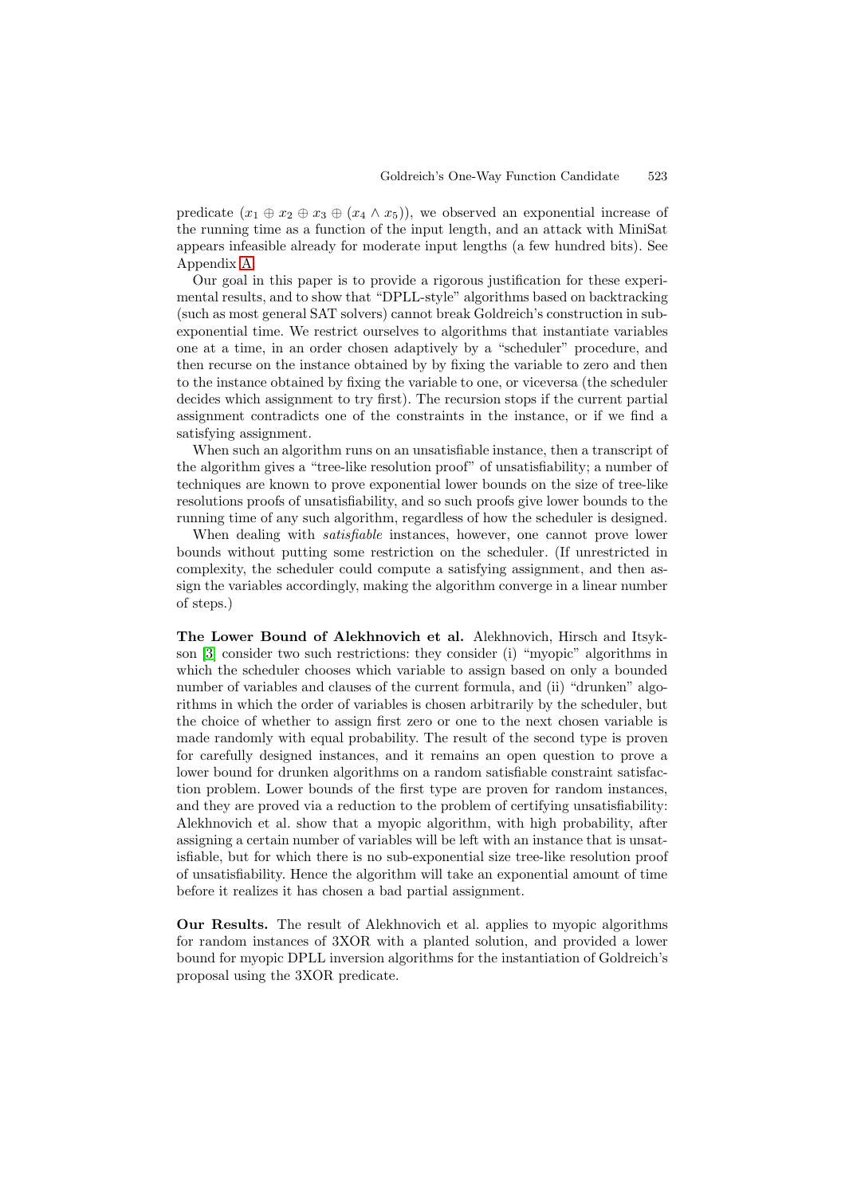predicate $(x_1 \oplus x_2 \oplus x_3 \oplus (x_4 \wedge x_5))$, we observed an exponential increase of the running time as a function of the input length, and an attack with MiniSat appears infeasible already for moderate input lengths (a few hundred bits). See Appendix A.

Our goal in this paper is to provide a rigorous justification for these experimental results, and to show that "DPLL-style" algorithms based on backtracking (such as most general SAT solvers) cannot break Goldreich's construction in subexponential time. We restrict ourselves to algorithms that instantiate variables one at a time, in an order chosen adaptively by a "scheduler" procedure, and then recurse on the instance obtained by fixing the variable to zero and then to the instance obtained by fixing the variable to one, or viceversa (the scheduler decides which assignment to try first). The recursion stops if the current partial assignment contradicts one of the constraints in the instance, or if we find a satisfying assignment.

When such an algorithm runs on an unsatisfiable instance, then a transcript of the algorithm gives a "tree-like resolution proof" of unsatisfiability; a number of techniques are known to prove exponential lower bounds on the size of tree-like resolutions proofs of unsatisfiability, and so such proofs give lower bounds to the running time of any such algorithm, regardless of how the scheduler is designed.

When dealing with *satisfiable* instances, however, one cannot prove lower bounds without putting some restriction on the scheduler. (If unrestricted in complexity, the scheduler could compute a satisfying assignment, and then assign the variables accordingly, making the algorithm converge in a linear number of steps.)

**The Lower Bound of Alekhnovich et al.** Alekhnovich, Hirsch and Itsykson [3] consider two such restrictions: they consider (i) "myopic" algorithms in which the scheduler chooses which variable to assign based on only a bounded number of variables and clauses of the current formula, and (ii) "drunken" algorithms in which the order of variables is chosen arbitrarily by the scheduler, but the choice of whether to assign first zero or one to the next chosen variable is made randomly with equal probability. The result of the second type is proven for carefully designed instances, and it remains an open question to prove a lower bound for drunken algorithms on a random satisfiable constraint satisfaction problem. Lower bounds of the first type are proven for random instances, and they are proved via a reduction to the problem of certifying unsatisfiability: Alekhnovich et al. show that a myopic algorithm, with high probability, after assigning a certain number of variables will be left with an instance that is unsatisfiable, but for which there is no sub-exponential size tree-like resolution proof of unsatisfiability. Hence the algorithm will take an exponential amount of time before it realizes it has chosen a bad partial assignment.

**Our Results.** The result of Alekhnovich et al. applies to myopic algorithms for random instances of 3XOR with a planted solution, and provided a lower bound for myopic DPLL inversion algorithms for the instantiation of Goldreich's proposal using the 3XOR predicate.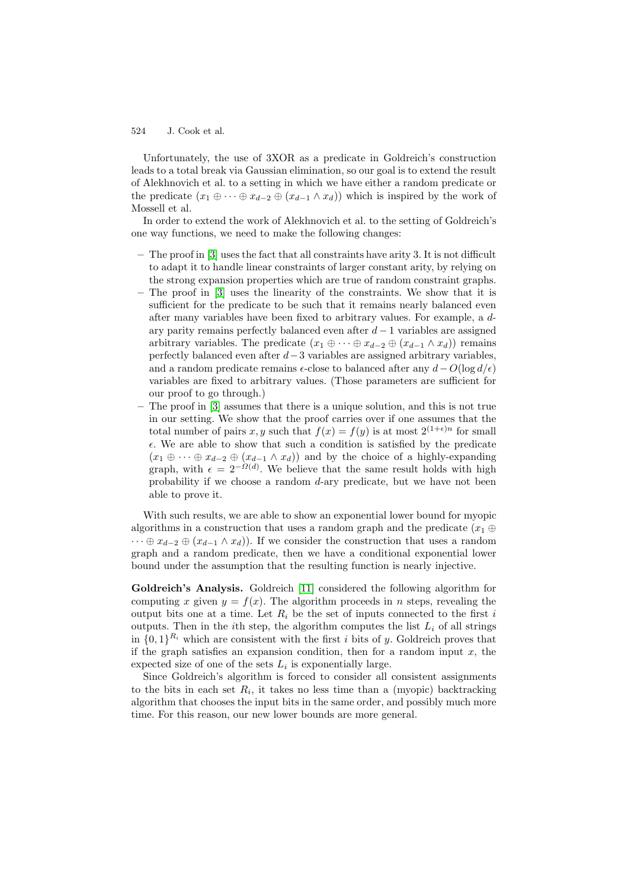Unfortunately, the use of 3XOR as a predicate in Goldreich's construction leads to a total break via Gaussian elimination, so our goal is to extend the result of Alekhnovich et al. to a setting in which we have either a random predicate or the predicate $(x_1 \oplus \cdots \oplus x_{d-2} \oplus (x_{d-1} \wedge x_d))$ which is inspired by the work of Mossell et al.

In order to extend the work of Alekhnovich et al. to the setting of Goldreich's one way functions, we need to make the following changes:

- The proof in [3] uses the fact that all constraints have arity 3. It is not difficult to adapt it to handle linear constraints of larger constant arity, by relying on the strong expansion properties which are true of random constraint graphs.
- The proof in [3] uses the linearity of the constraints. We show that it is sufficient for the predicate to be such that it remains nearly balanced even after many variables have been fixed to arbitrary values. For example, a $d$-ary parity remains perfectly balanced even after $d-1$ variables are assigned arbitrary variables. The predicate $(x_1 \oplus \cdots \oplus x_{d-2} \oplus (x_{d-1} \wedge x_d))$ remains perfectly balanced even after $d-3$ variables are assigned arbitrary variables, and a random predicate remains $\epsilon$-close to balanced after any $d - O(\log d/\epsilon)$ variables are fixed to arbitrary values. (Those parameters are sufficient for our proof to go through.)
- The proof in [3] assumes that there is a unique solution, and this is not true in our setting. We show that the proof carries over if one assumes that the total number of pairs $x, y$ such that $f(x) = f(y)$ is at most $2^{(1+\epsilon)n}$ for small $\epsilon$. We are able to show that such a condition is satisfied by the predicate $(x_1 \oplus \cdots \oplus x_{d-2} \oplus (x_{d-1} \wedge x_d))$ and by the choice of a highly-expanding graph, with $\epsilon = 2^{-\Omega(d)}$. We believe that the same result holds with high probability if we choose a random $d$-ary predicate, but we have not been able to prove it.

With such results, we are able to show an exponential lower bound for myopic algorithms in a construction that uses a random graph and the predicate $(x_1 \oplus \cdots \oplus x_{d-2} \oplus (x_{d-1} \wedge x_d))$. If we consider the construction that uses a random graph and a random predicate, then we have a conditional exponential lower bound under the assumption that the resulting function is nearly injective.

**Goldreich's Analysis.** Goldreich [11] considered the following algorithm for computing $x$ given $y = f(x)$. The algorithm proceeds in $n$ steps, revealing the output bits one at a time. Let $R_i$ be the set of inputs connected to the first $i$ outputs. Then in the $i$th step, the algorithm computes the list $L_i$ of all strings in $\{0,1\}^{R_i}$ which are consistent with the first $i$ bits of $y$. Goldreich proves that if the graph satisfies an expansion condition, then for a random input $x$, the expected size of one of the sets $L_i$ is exponentially large.

Since Goldreich's algorithm is forced to consider all consistent assignments to the bits in each set $R_i$, it takes no less time than a (myopic) backtracking algorithm that chooses the input bits in the same order, and possibly much more time. For this reason, our new lower bounds are more general.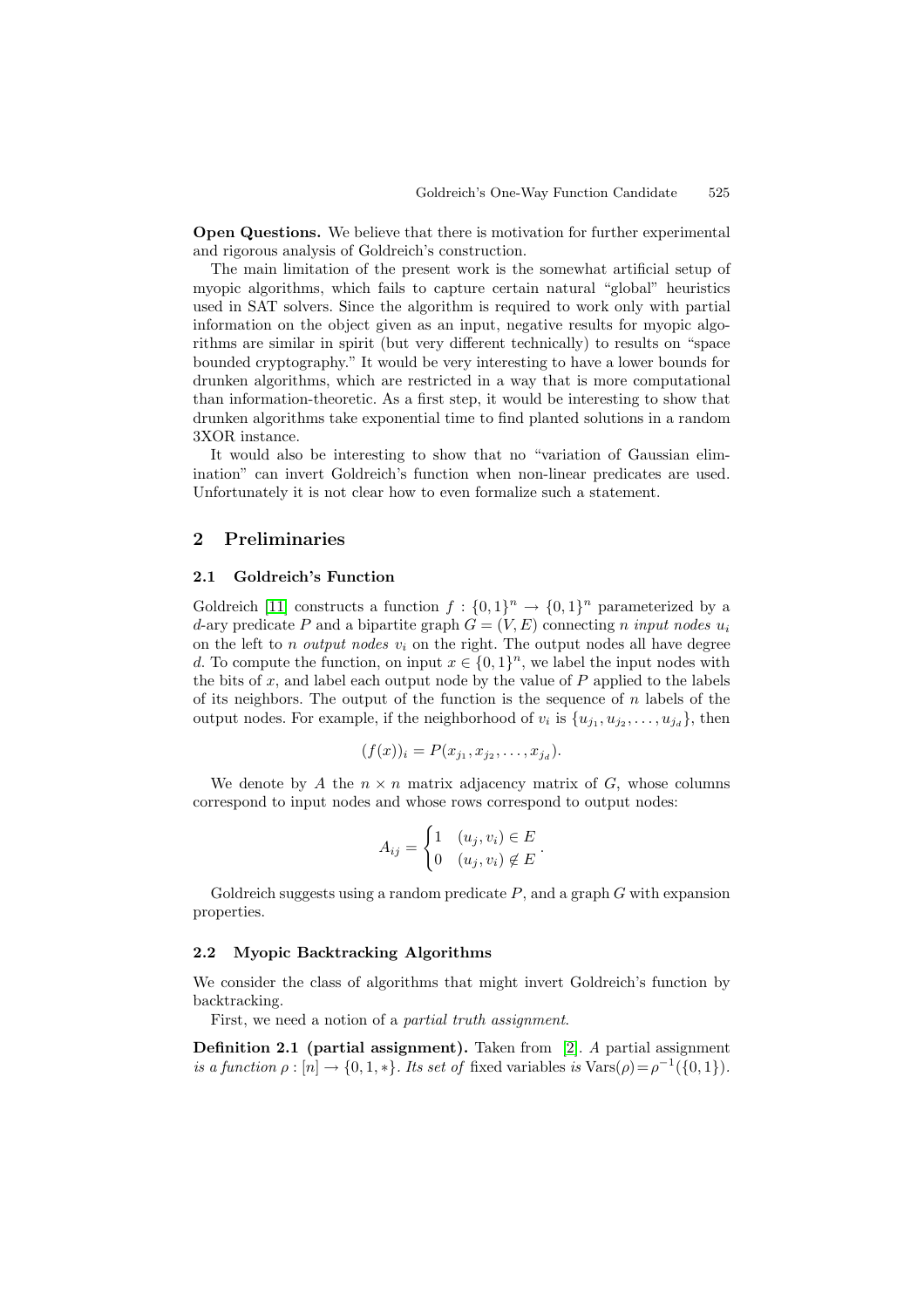**Open Questions.** We believe that there is motivation for further experimental and rigorous analysis of Goldreich's construction.

The main limitation of the present work is the somewhat artificial setup of myopic algorithms, which fails to capture certain natural "global" heuristics used in SAT solvers. Since the algorithm is required to work only with partial information on the object given as an input, negative results for myopic algorithms are similar in spirit (but very different technically) to results on "space bounded cryptography." It would be very interesting to have a lower bounds for drunken algorithms, which are restricted in a way that is more computational than information-theoretic. As a first step, it would be interesting to show that drunken algorithms take exponential time to find planted solutions in a random 3XOR instance.

It would also be interesting to show that no "variation of Gaussian elimination" can invert Goldreich's function when non-linear predicates are used. Unfortunately it is not clear how to even formalize such a statement.

## 2 Preliminaries

### 2.1 Goldreich's Function

Goldreich [11] constructs a function $f : \{0,1\}^n \to \{0,1\}^n$ parameterized by a $d$-ary predicate $P$ and a bipartite graph $G = (V, E)$ connecting $n$ *input nodes* $u_i$ on the left to $n$ *output nodes* $v_i$ on the right. The output nodes all have degree $d$. To compute the function, on input $x \in \{0,1\}^n$, we label the input nodes with the bits of $x$, and label each output node by the value of $P$ applied to the labels of its neighbors. The output of the function is the sequence of $n$ labels of the output nodes. For example, if the neighborhood of $v_i$ is $\{u_{j_1}, u_{j_2}, \ldots, u_{j_d}\}$, then

$$(f(x))_i = P(x_{j_1}, x_{j_2}, \ldots, x_{j_d}).$$

We denote by $A$ the $n \times n$ matrix adjacency matrix of $G$, whose columns correspond to input nodes and whose rows correspond to output nodes:

$$A_{ij} = \begin{cases} 1 & (u_j, v_i) \in E \\ 0 & (u_j, v_i) \notin E \end{cases}.$$

Goldreich suggests using a random predicate $P$, and a graph $G$ with expansion properties.

### 2.2 Myopic Backtracking Algorithms

We consider the class of algorithms that might invert Goldreich's function by backtracking.

First, we need a notion of a *partial truth assignment*.

**Definition 2.1 (partial assignment).** Taken from [2]. *A* partial assignment *is a function* $\rho : [n] \to \{0, 1, *\}$. *Its set of* fixed variables *is* $\mathrm{Vars}(\rho) = \rho^{-1}(\{0, 1\})$.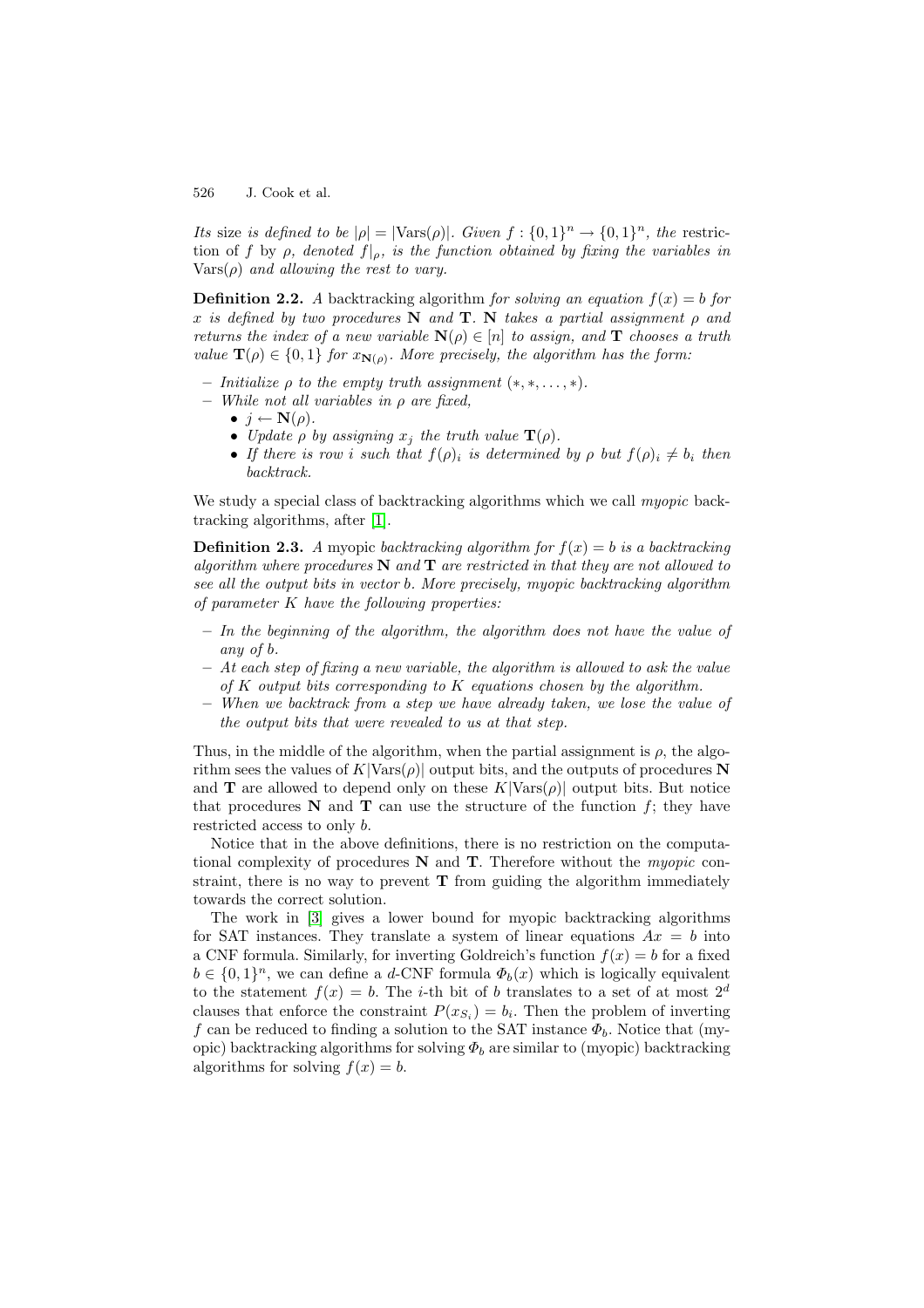*Its* size *is defined to be* $|\rho| = |\text{Vars}(\rho)|$. *Given* $f : \{0,1\}^n \to \{0,1\}^n$, *the* restriction of $f$ by $\rho$, *denoted* $f|_\rho$, *is the function obtained by fixing the variables in* $\text{Vars}(\rho)$ *and allowing the rest to vary.*

**Definition 2.2.** *A* backtracking algorithm *for solving an equation* $f(x) = b$ *for* $x$ *is defined by two procedures* $\mathbf{N}$ *and* $\mathbf{T}$. $\mathbf{N}$ *takes a partial assignment* $\rho$ *and returns the index of a new variable* $\mathbf{N}(\rho) \in [n]$ *to assign, and* $\mathbf{T}$ *chooses a truth value* $\mathbf{T}(\rho) \in \{0,1\}$ *for* $x_{\mathbf{N}(\rho)}$. *More precisely, the algorithm has the form:*

- *Initialize* $\rho$ *to the empty truth assignment* $(*, *, \ldots, *)$.
- *While not all variables in* $\rho$ *are fixed,*
  - $j \leftarrow \mathbf{N}(\rho)$.
  - *Update* $\rho$ *by assigning* $x_j$ *the truth value* $\mathbf{T}(\rho)$.
  - *If there is row* $i$ *such that* $f(\rho)_i$ *is determined by* $\rho$ *but* $f(\rho)_i \neq b_i$ *then backtrack.*

We study a special class of backtracking algorithms which we call *myopic* backtracking algorithms, after [1].

**Definition 2.3.** *A* myopic *backtracking algorithm for* $f(x) = b$ *is a backtracking algorithm where procedures* $\mathbf{N}$ *and* $\mathbf{T}$ *are restricted in that they are not allowed to see all the output bits in vector* $b$. *More precisely, myopic backtracking algorithm of parameter* $K$ *have the following properties:*

- *In the beginning of the algorithm, the algorithm does not have the value of any of* $b$.
- *At each step of fixing a new variable, the algorithm is allowed to ask the value of* $K$ *output bits corresponding to* $K$ *equations chosen by the algorithm.*
- *When we backtrack from a step we have already taken, we lose the value of the output bits that were revealed to us at that step.*

Thus, in the middle of the algorithm, when the partial assignment is $\rho$, the algorithm sees the values of $K|\text{Vars}(\rho)|$ output bits, and the outputs of procedures $\mathbf{N}$ and $\mathbf{T}$ are allowed to depend only on these $K|\text{Vars}(\rho)|$ output bits. But notice that procedures $\mathbf{N}$ and $\mathbf{T}$ can use the structure of the function $f$; they have restricted access to only $b$.

Notice that in the above definitions, there is no restriction on the computational complexity of procedures $\mathbf{N}$ and $\mathbf{T}$. Therefore without the *myopic* constraint, there is no way to prevent $\mathbf{T}$ from guiding the algorithm immediately towards the correct solution.

The work in [3] gives a lower bound for myopic backtracking algorithms for SAT instances. They translate a system of linear equations $Ax = b$ into a CNF formula. Similarly, for inverting Goldreich's function $f(x) = b$ for a fixed $b \in \{0,1\}^n$, we can define a $d$-CNF formula $\Phi_b(x)$ which is logically equivalent to the statement $f(x) = b$. The $i$-th bit of $b$ translates to a set of at most $2^d$ clauses that enforce the constraint $P(x_{S_i}) = b_i$. Then the problem of inverting $f$ can be reduced to finding a solution to the SAT instance $\Phi_b$. Notice that (myopic) backtracking algorithms for solving $\Phi_b$ are similar to (myopic) backtracking algorithms for solving $f(x) = b$.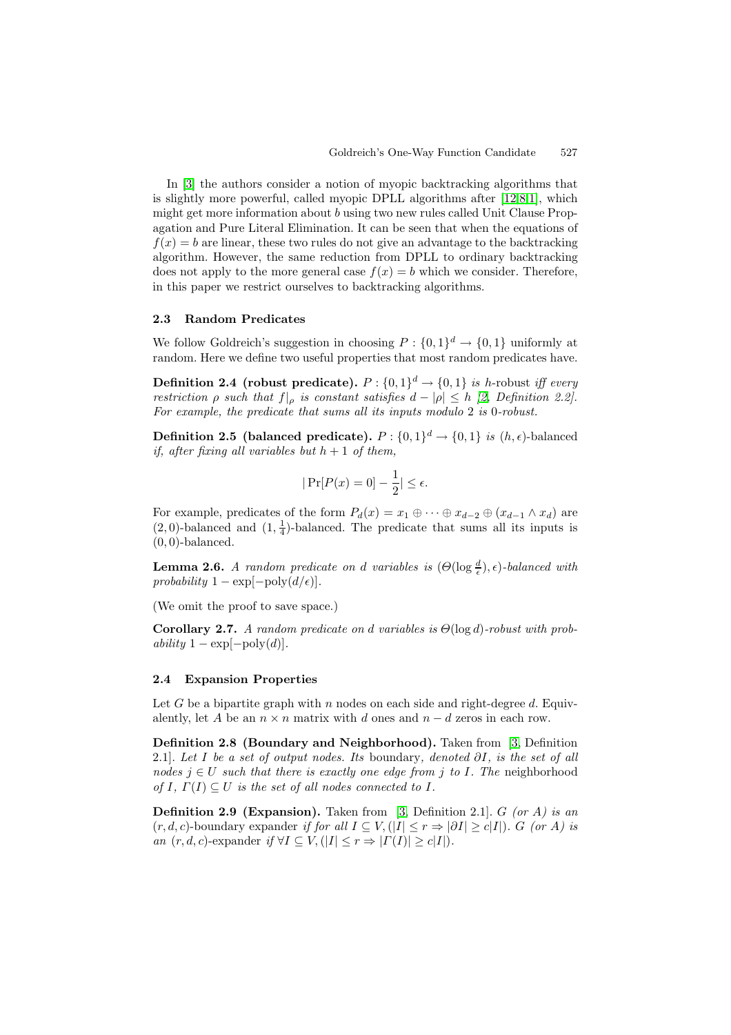In [3] the authors consider a notion of myopic backtracking algorithms that is slightly more powerful, called myopic DPLL algorithms after [12,8,1], which might get more information about $b$ using two new rules called Unit Clause Propagation and Pure Literal Elimination. It can be seen that when the equations of $f(x) = b$ are linear, these two rules do not give an advantage to the backtracking algorithm. However, the same reduction from DPLL to ordinary backtracking does not apply to the more general case $f(x) = b$ which we consider. Therefore, in this paper we restrict ourselves to backtracking algorithms.

### 2.3 Random Predicates

We follow Goldreich's suggestion in choosing $P : \{0,1\}^d \to \{0,1\}$ uniformly at random. Here we define two useful properties that most random predicates have.

**Definition 2.4 (robust predicate).** *$P : \{0,1\}^d \to \{0,1\}$ is $h$-robust iff every restriction $\rho$ such that $f|_\rho$ is constant satisfies $d - |\rho| \leq h$ [2, Definition 2.2]. For example, the predicate that sums all its inputs modulo 2 is 0-robust.*

**Definition 2.5 (balanced predicate).** *$P : \{0,1\}^d \to \{0,1\}$ is $(h, \epsilon)$-balanced if, after fixing all variables but $h+1$ of them,*

$$|\Pr[P(x) = 0] - \frac{1}{2}| \leq \epsilon.$$

For example, predicates of the form $P_d(x) = x_1 \oplus \cdots \oplus x_{d-2} \oplus (x_{d-1} \wedge x_d)$ are $(2, 0)$-balanced and $(1, \frac{1}{4})$-balanced. The predicate that sums all its inputs is $(0, 0)$-balanced.

**Lemma 2.6.** *A random predicate on $d$ variables is $(\Theta(\log \frac{d}{\epsilon}), \epsilon)$-balanced with probability $1 - \exp[-\text{poly}(d/\epsilon)]$.*

(We omit the proof to save space.)

**Corollary 2.7.** *A random predicate on $d$ variables is $\Theta(\log d)$-robust with probability $1 - \exp[-\text{poly}(d)]$.*

### 2.4 Expansion Properties

Let $G$ be a bipartite graph with $n$ nodes on each side and right-degree $d$. Equivalently, let $A$ be an $n \times n$ matrix with $d$ ones and $n - d$ zeros in each row.

**Definition 2.8 (Boundary and Neighborhood).** Taken from [3, Definition 2.1]. *Let $I$ be a set of output nodes. Its* boundary*, denoted $\partial I$, is the set of all nodes $j \in U$ such that there is exactly one edge from $j$ to $I$. The* neighborhood *of $I$, $\Gamma(I) \subseteq U$ is the set of all nodes connected to $I$.*

**Definition 2.9 (Expansion).** Taken from [3, Definition 2.1]. *$G$ (or $A$) is an $(r, d, c)$-boundary expander if for all $I \subseteq V, (|I| \leq r \Rightarrow |\partial I| \geq c|I|)$. $G$ (or $A$) is an $(r, d, c)$-expander if $\forall I \subseteq V, (|I| \leq r \Rightarrow |\Gamma(I)| \geq c|I|)$.*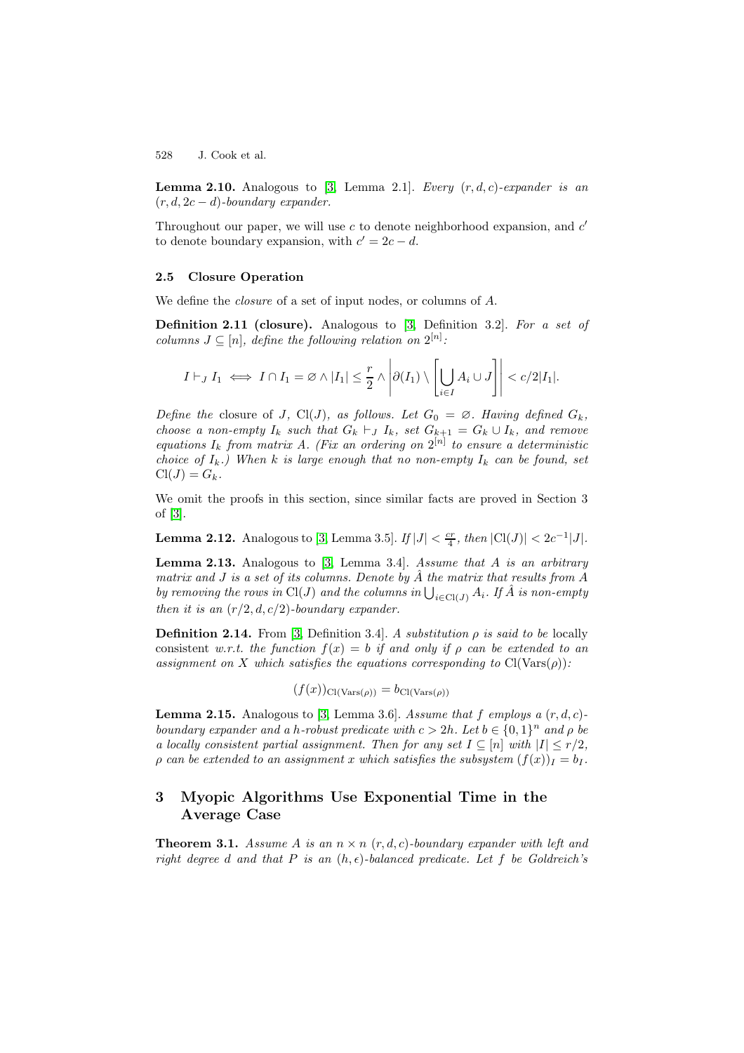**Lemma 2.10.** Analogous to [3, Lemma 2.1]. *Every $(r, d, c)$-expander is an $(r, d, 2c - d)$-boundary expander.*

Throughout our paper, we will use $c$ to denote neighborhood expansion, and $c'$ to denote boundary expansion, with $c' = 2c - d$.

### 2.5 Closure Operation

We define the *closure* of a set of input nodes, or columns of $A$.

**Definition 2.11 (closure).** Analogous to [3, Definition 3.2]. *For a set of columns $J \subseteq [n]$, define the following relation on $2^{[n]}$:*

$$I \vdash_J I_1 \iff I \cap I_1 = \varnothing \wedge |I_1| \leq \frac{r}{2} \wedge \left| \partial(I_1) \setminus \left[ \bigcup_{i \in I} A_i \cup J \right] \right| < c/2|I_1|.$$

*Define the* closure *of $J$, $\mathrm{Cl}(J)$, as follows. Let $G_0 = \varnothing$. Having defined $G_k$, choose a non-empty $I_k$ such that $G_k \vdash_J I_k$, set $G_{k+1} = G_k \cup I_k$, and remove equations $I_k$ from matrix $A$. (Fix an ordering on $2^{[n]}$ to ensure a deterministic choice of $I_k$.) When $k$ is large enough that no non-empty $I_k$ can be found, set $\mathrm{Cl}(J) = G_k$.*

We omit the proofs in this section, since similar facts are proved in Section 3 of [3].

**Lemma 2.12.** Analogous to [3, Lemma 3.5]. *If $|J| < \frac{cr}{4}$, then $|\mathrm{Cl}(J)| < 2c^{-1}|J|$.*

**Lemma 2.13.** Analogous to [3, Lemma 3.4]. *Assume that $A$ is an arbitrary matrix and $J$ is a set of its columns. Denote by $\hat{A}$ the matrix that results from $A$ by removing the rows in $\mathrm{Cl}(J)$ and the columns in $\bigcup_{i \in \mathrm{Cl}(J)} A_i$. If $\hat{A}$ is non-empty then it is an $(r/2, d, c/2)$-boundary expander.*

**Definition 2.14.** From [3, Definition 3.4]. *A substitution $\rho$ is said to be* locally consistent *w.r.t. the function $f(x) = b$ if and only if $\rho$ can be extended to an assignment on $X$ which satisfies the equations corresponding to $\mathrm{Cl}(\mathrm{Vars}(\rho))$:*

$$(f(x))_{\mathrm{Cl}(\mathrm{Vars}(\rho))} = b_{\mathrm{Cl}(\mathrm{Vars}(\rho))}$$

**Lemma 2.15.** Analogous to [3, Lemma 3.6]. *Assume that $f$ employs a $(r, d, c)$-boundary expander and a $h$-robust predicate with $c > 2h$. Let $b \in \{0, 1\}^n$ and $\rho$ be a locally consistent partial assignment. Then for any set $I \subseteq [n]$ with $|I| \leq r/2$, $\rho$ can be extended to an assignment $x$ which satisfies the subsystem $(f(x))_I = b_I$.*

## 3 Myopic Algorithms Use Exponential Time in the Average Case

**Theorem 3.1.** *Assume $A$ is an $n \times n$ $(r, d, c)$-boundary expander with left and right degree $d$ and that $P$ is an $(h, \epsilon)$-balanced predicate. Let $f$ be Goldreich's*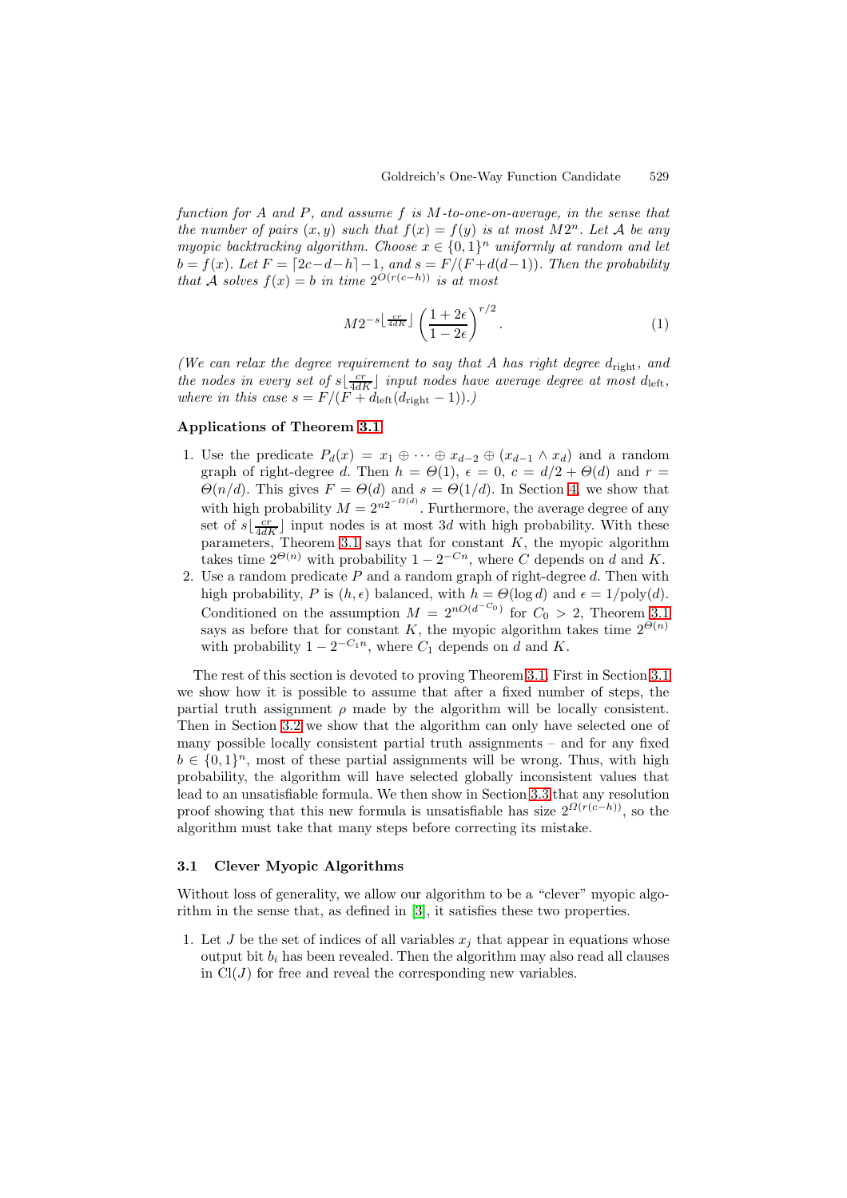*function for A and P, and assume f is M-to-one-on-average, in the sense that the number of pairs $(x, y)$ such that $f(x) = f(y)$ is at most $M2^n$. Let $\mathcal{A}$ be any myopic backtracking algorithm. Choose $x \in \{0,1\}^n$ uniformly at random and let $b = f(x)$. Let $F = \lceil 2c - d - h \rceil - 1$, and $s = F/(F + d(d-1))$. Then the probability that $\mathcal{A}$ solves $f(x) = b$ in time $2^{O(r(c-h))}$ is at most*

$$M 2^{-s\lfloor \frac{cr}{4dK} \rfloor} \left( \frac{1+2\epsilon}{1-2\epsilon} \right)^{r/2}. \tag{1}$$

*(We can relax the degree requirement to say that A has right degree $d_{\text{right}}$, and the nodes in every set of $s\lfloor \frac{cr}{4dK} \rfloor$ input nodes have average degree at most $d_{\text{left}}$, where in this case $s = F/(F + d_{\text{left}}(d_{\text{right}} - 1))$.)*

**Applications of Theorem 3.1**

1. Use the predicate $P_d(x) = x_1 \oplus \cdots \oplus x_{d-2} \oplus (x_{d-1} \wedge x_d)$ and a random graph of right-degree $d$. Then $h = \Theta(1)$, $\epsilon = 0$, $c = d/2 + \Theta(d)$ and $r = \Theta(n/d)$. This gives $F = \Theta(d)$ and $s = \Theta(1/d)$. In Section 4, we show that with high probability $M = 2^{n 2^{-\Omega(d)}}$. Furthermore, the average degree of any set of $s\lfloor \frac{cr}{4dK} \rfloor$ input nodes is at most $3d$ with high probability. With these parameters, Theorem 3.1 says that for constant $K$, the myopic algorithm takes time $2^{\Theta(n)}$ with probability $1 - 2^{-Cn}$, where $C$ depends on $d$ and $K$.
2. Use a random predicate $P$ and a random graph of right-degree $d$. Then with high probability, $P$ is $(h, \epsilon)$ balanced, with $h = \Theta(\log d)$ and $\epsilon = 1/\text{poly}(d)$. Conditioned on the assumption $M = 2^{nO(d^{-C_0})}$ for $C_0 > 2$, Theorem 3.1 says as before that for constant $K$, the myopic algorithm takes time $2^{\Theta(n)}$ with probability $1 - 2^{-C_1 n}$, where $C_1$ depends on $d$ and $K$.

The rest of this section is devoted to proving Theorem 3.1. First in Section 3.1 we show how it is possible to assume that after a fixed number of steps, the partial truth assignment $\rho$ made by the algorithm will be locally consistent. Then in Section 3.2 we show that the algorithm can only have selected one of many possible locally consistent partial truth assignments – and for any fixed $b \in \{0,1\}^n$, most of these partial assignments will be wrong. Thus, with high probability, the algorithm will have selected globally inconsistent values that lead to an unsatisfiable formula. We then show in Section 3.3 that any resolution proof showing that this new formula is unsatisfiable has size $2^{\Omega(r(c-h))}$, so the algorithm must take that many steps before correcting its mistake.

### 3.1 Clever Myopic Algorithms

Without loss of generality, we allow our algorithm to be a "clever" myopic algorithm in the sense that, as defined in [3], it satisfies these two properties.

1. Let $J$ be the set of indices of all variables $x_j$ that appear in equations whose output bit $b_i$ has been revealed. Then the algorithm may also read all clauses in $\text{Cl}(J)$ for free and reveal the corresponding new variables.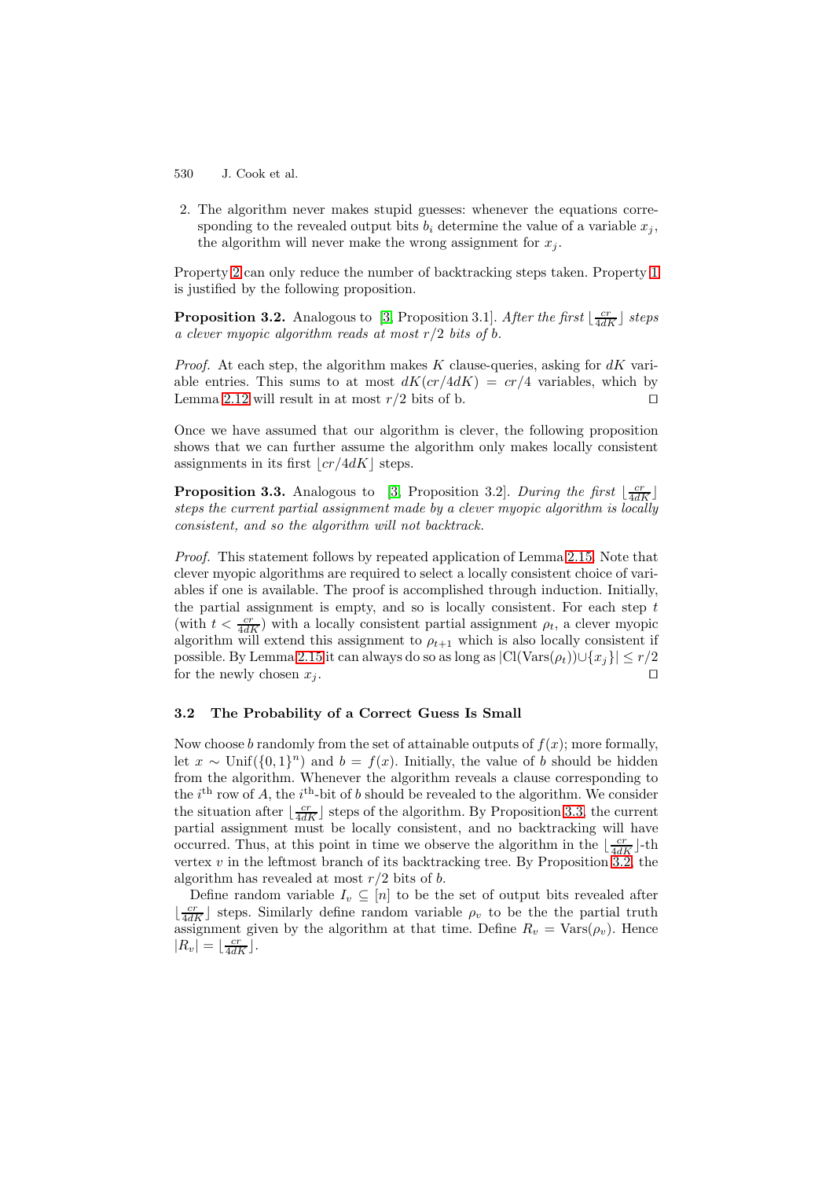2. The algorithm never makes stupid guesses: whenever the equations corresponding to the revealed output bits $b_i$ determine the value of a variable $x_j$, the algorithm will never make the wrong assignment for $x_j$.

Property 2 can only reduce the number of backtracking steps taken. Property 1 is justified by the following proposition.

**Proposition 3.2.** Analogous to [3, Proposition 3.1]. *After the first* $\lfloor \frac{cr}{4dK} \rfloor$ *steps a clever myopic algorithm reads at most* $r/2$ *bits of* $b$.

*Proof.* At each step, the algorithm makes $K$ clause-queries, asking for $dK$ variable entries. This sums to at most $dK(cr/4dK) = cr/4$ variables, which by Lemma 2.12 will result in at most $r/2$ bits of b. ◻

Once we have assumed that our algorithm is clever, the following proposition shows that we can further assume the algorithm only makes locally consistent assignments in its first $\lfloor cr/4dK \rfloor$ steps.

**Proposition 3.3.** Analogous to [3, Proposition 3.2]. *During the first* $\lfloor \frac{cr}{4dK} \rfloor$ *steps the current partial assignment made by a clever myopic algorithm is locally consistent, and so the algorithm will not backtrack.*

*Proof.* This statement follows by repeated application of Lemma 2.15. Note that clever myopic algorithms are required to select a locally consistent choice of variables if one is available. The proof is accomplished through induction. Initially, the partial assignment is empty, and so is locally consistent. For each step $t$ (with $t < \frac{cr}{4dK}$) with a locally consistent partial assignment $\rho_t$, a clever myopic algorithm will extend this assignment to $\rho_{t+1}$ which is also locally consistent if possible. By Lemma 2.15 it can always do so as long as $|\text{Cl}(\text{Vars}(\rho_t)) \cup \{x_j\}| \leq r/2$ for the newly chosen $x_j$. ◻

### 3.2 The Probability of a Correct Guess Is Small

Now choose $b$ randomly from the set of attainable outputs of $f(x)$; more formally, let $x \sim \text{Unif}(\{0,1\}^n)$ and $b = f(x)$. Initially, the value of $b$ should be hidden from the algorithm. Whenever the algorithm reveals a clause corresponding to the $i^{\text{th}}$ row of $A$, the $i^{\text{th}}$-bit of $b$ should be revealed to the algorithm. We consider the situation after $\lfloor \frac{cr}{4dK} \rfloor$ steps of the algorithm. By Proposition 3.3, the current partial assignment must be locally consistent, and no backtracking will have occurred. Thus, at this point in time we observe the algorithm in the $\lfloor \frac{cr}{4dK} \rfloor$-th vertex $v$ in the leftmost branch of its backtracking tree. By Proposition 3.2, the algorithm has revealed at most $r/2$ bits of $b$.

Define random variable $I_v \subseteq [n]$ to be the set of output bits revealed after $\lfloor \frac{cr}{4dK} \rfloor$ steps. Similarly define random variable $\rho_v$ to be the the partial truth assignment given by the algorithm at that time. Define $R_v = \text{Vars}(\rho_v)$. Hence $|R_v| = \lfloor \frac{cr}{4dK} \rfloor$.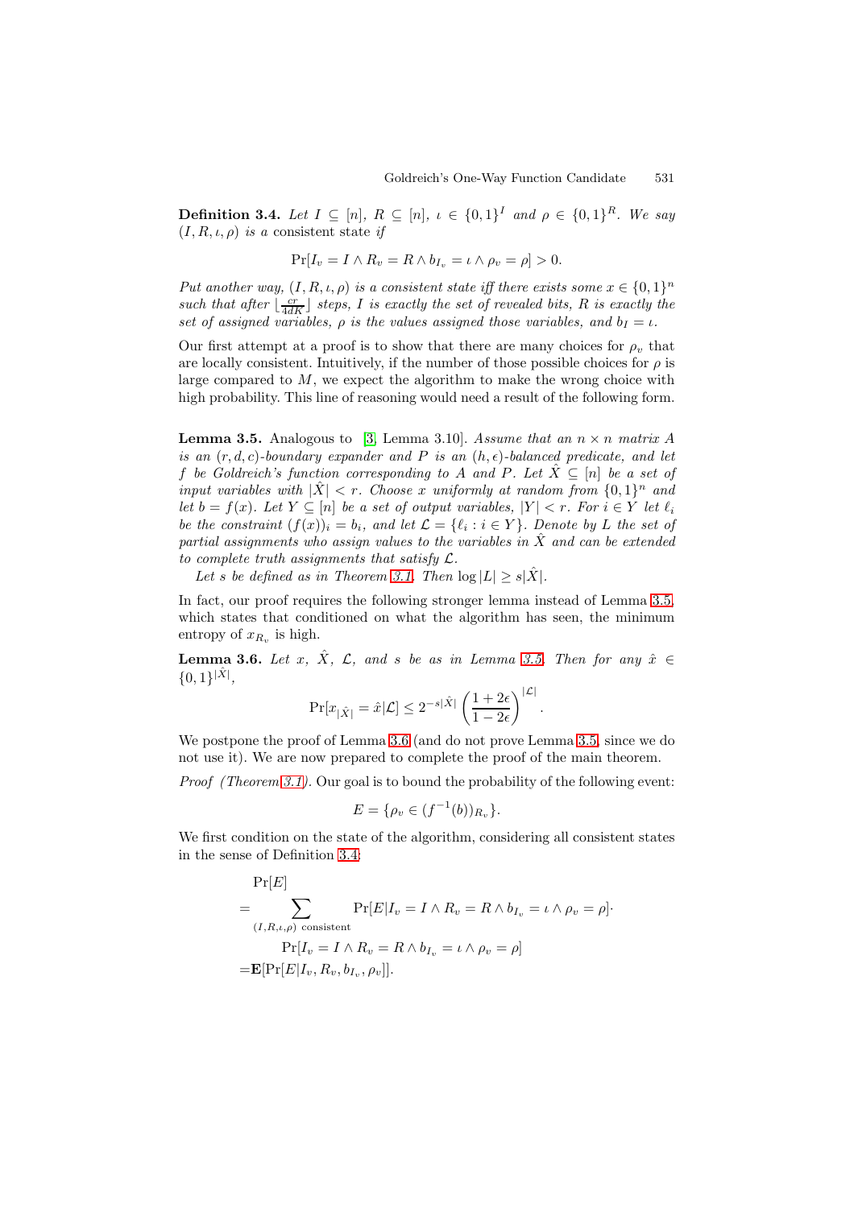**Definition 3.4.** *Let $I \subseteq [n]$, $R \subseteq [n]$, $\iota \in \{0,1\}^I$ and $\rho \in \{0,1\}^R$. We say $(I, R, \iota, \rho)$ is a* consistent state *if*

$$\Pr[I_v = I \wedge R_v = R \wedge b_{I_v} = \iota \wedge \rho_v = \rho] > 0.$$

*Put another way, $(I, R, \iota, \rho)$ is a consistent state iff there exists some $x \in \{0,1\}^n$ such that after $\lfloor \frac{cr}{4dK} \rfloor$ steps, $I$ is exactly the set of revealed bits, $R$ is exactly the set of assigned variables, $\rho$ is the values assigned those variables, and $b_I = \iota$.*

Our first attempt at a proof is to show that there are many choices for $\rho_v$ that are locally consistent. Intuitively, if the number of those possible choices for $\rho$ is large compared to $M$, we expect the algorithm to make the wrong choice with high probability. This line of reasoning would need a result of the following form.

**Lemma 3.5.** Analogous to [3, Lemma 3.10]. *Assume that an $n \times n$ matrix $A$ is an $(r, d, c)$-boundary expander and $P$ is an $(h, \epsilon)$-balanced predicate, and let $f$ be Goldreich's function corresponding to $A$ and $P$. Let $\hat{X} \subseteq [n]$ be a set of input variables with $|\hat{X}| < r$. Choose $x$ uniformly at random from $\{0,1\}^n$ and let $b = f(x)$. Let $Y \subseteq [n]$ be a set of output variables, $|Y| < r$. For $i \in Y$ let $\ell_i$ be the constraint $(f(x))_i = b_i$, and let $\mathcal{L} = \{\ell_i : i \in Y\}$. Denote by $L$ the set of partial assignments who assign values to the variables in $\hat{X}$ and can be extended to complete truth assignments that satisfy $\mathcal{L}$.*

*Let $s$ be defined as in Theorem 3.1. Then $\log |L| \geq s|\hat{X}|$.*

In fact, our proof requires the following stronger lemma instead of Lemma 3.5, which states that conditioned on what the algorithm has seen, the minimum entropy of $x_{R_v}$ is high.

**Lemma 3.6.** *Let $x$, $\hat{X}$, $\mathcal{L}$, and $s$ be as in Lemma 3.5. Then for any $\hat{x} \in \{0,1\}^{|\hat{X}|}$,*

$$\Pr[x_{|\hat{X}|} = \hat{x} | \mathcal{L}] \leq 2^{-s|\hat{X}|} \left( \frac{1+2\epsilon}{1-2\epsilon} \right)^{|\mathcal{L}|}.$$

We postpone the proof of Lemma 3.6 (and do not prove Lemma 3.5, since we do not use it). We are now prepared to complete the proof of the main theorem.

*Proof (Theorem 3.1).* Our goal is to bound the probability of the following event:

$$E = \{\rho_v \in (f^{-1}(b))_{R_v}\}.$$

We first condition on the state of the algorithm, considering all consistent states in the sense of Definition 3.4:

$$\begin{aligned}
&\Pr[E] \\
=& \sum_{(I,R,\iota,\rho) \text{ consistent}} \Pr[E | I_v = I \wedge R_v = R \wedge b_{I_v} = \iota \wedge \rho_v = \rho] \cdot \\
&\qquad \Pr[I_v = I \wedge R_v = R \wedge b_{I_v} = \iota \wedge \rho_v = \rho] \\
=& \mathbf{E}[\Pr[E | I_v, R_v, b_{I_v}, \rho_v]].
\end{aligned}$$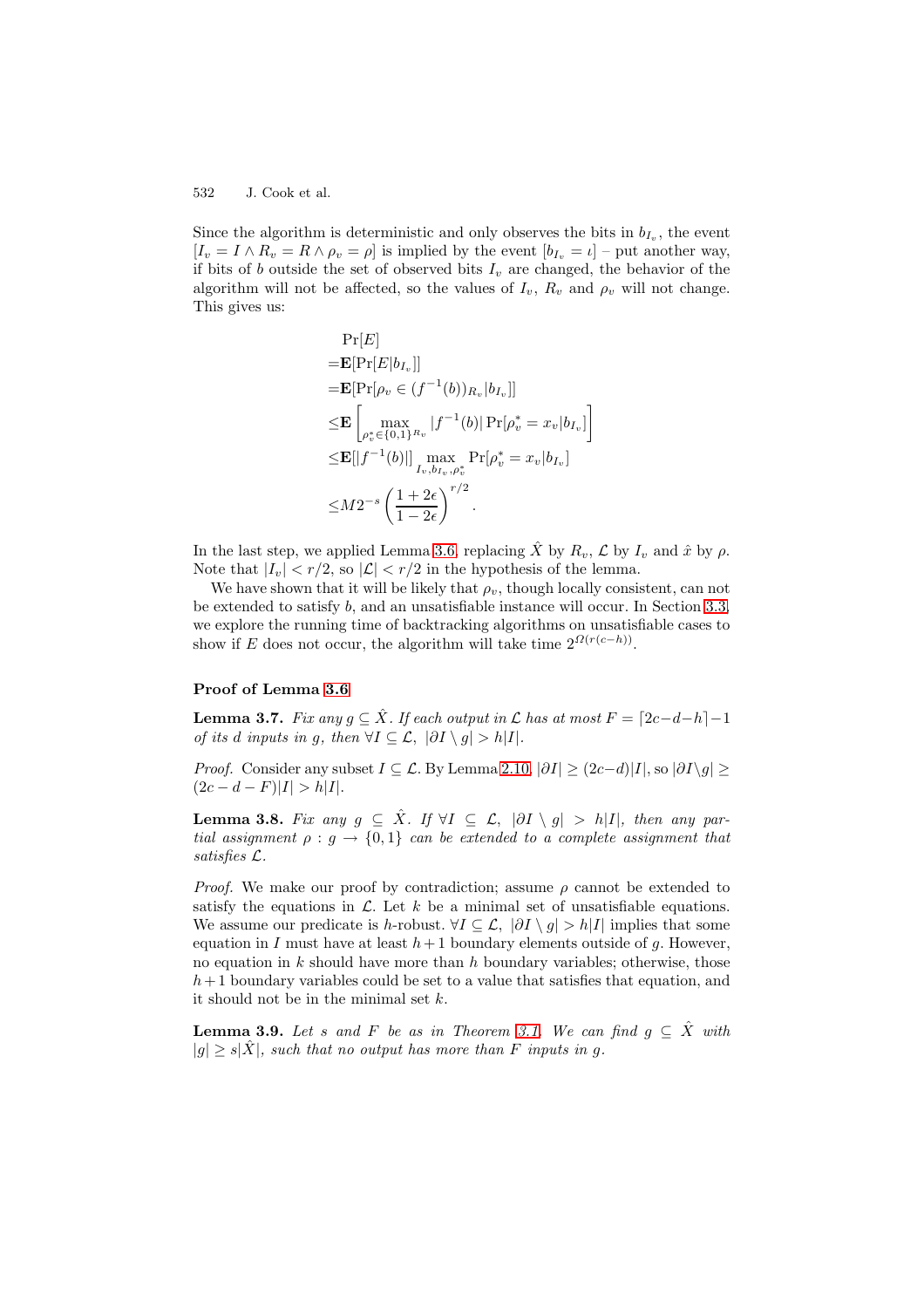Since the algorithm is deterministic and only observes the bits in $b_{I_v}$, the event $[I_v = I \wedge R_v = R \wedge \rho_v = \rho]$ is implied by the event $[b_{I_v} = \iota]$ – put another way, if bits of $b$ outside the set of observed bits $I_v$ are changed, the behavior of the algorithm will not be affected, so the values of $I_v$, $R_v$ and $\rho_v$ will not change. This gives us:

$$
\begin{aligned}
&\Pr[E] \\
=&\mathbf{E}[\Pr[E|b_{I_v}]] \\
=&\mathbf{E}[\Pr[\rho_v \in (f^{-1}(b))_{R_v}|b_{I_v}]] \\
\leq&\mathbf{E}\left[\max_{\rho_v^* \in \{0,1\}^{R_v}} |f^{-1}(b)| \Pr[\rho_v^* = x_v|b_{I_v}]\right] \\
\leq&\mathbf{E}[|f^{-1}(b)|] \max_{I_v, b_{I_v}, \rho_v^*} \Pr[\rho_v^* = x_v|b_{I_v}] \\
\leq&M2^{-s}\left(\frac{1+2\epsilon}{1-2\epsilon}\right)^{r/2}.
\end{aligned}
$$

In the last step, we applied Lemma 3.6, replacing $\hat{X}$ by $R_v$, $\mathcal{L}$ by $I_v$ and $\hat{x}$ by $\rho$. Note that $|I_v| < r/2$, so $|\mathcal{L}| < r/2$ in the hypothesis of the lemma.

We have shown that it will be likely that $\rho_v$, though locally consistent, can not be extended to satisfy $b$, and an unsatisfiable instance will occur. In Section 3.3, we explore the running time of backtracking algorithms on unsatisfiable cases to show if $E$ does not occur, the algorithm will take time $2^{\Omega(r(c-h))}$.

**Proof of Lemma 3.6**

**Lemma 3.7.** *Fix any $g \subseteq \hat{X}$. If each output in $\mathcal{L}$ has at most $F = \lceil 2c-d-h \rceil - 1$ of its $d$ inputs in $g$, then $\forall I \subseteq \mathcal{L},\ |\partial I \setminus g| > h|I|$.*

*Proof.* Consider any subset $I \subseteq \mathcal{L}$. By Lemma 2.10, $|\partial I| \geq (2c-d)|I|$, so $|\partial I \setminus g| \geq (2c-d-F)|I| > h|I|$.

**Lemma 3.8.** *Fix any $g \subseteq \hat{X}$. If $\forall I \subseteq \mathcal{L},\ |\partial I \setminus g| > h|I|$, then any partial assignment $\rho : g \to \{0,1\}$ can be extended to a complete assignment that satisfies $\mathcal{L}$.*

*Proof.* We make our proof by contradiction; assume $\rho$ cannot be extended to satisfy the equations in $\mathcal{L}$. Let $k$ be a minimal set of unsatisfiable equations. We assume our predicate is $h$-robust. $\forall I \subseteq \mathcal{L},\ |\partial I \setminus g| > h|I|$ implies that some equation in $I$ must have at least $h+1$ boundary elements outside of $g$. However, no equation in $k$ should have more than $h$ boundary variables; otherwise, those $h+1$ boundary variables could be set to a value that satisfies that equation, and it should not be in the minimal set $k$.

**Lemma 3.9.** *Let $s$ and $F$ be as in Theorem 3.1. We can find $g \subseteq \hat{X}$ with $|g| \geq s|\hat{X}|$, such that no output has more than $F$ inputs in $g$.*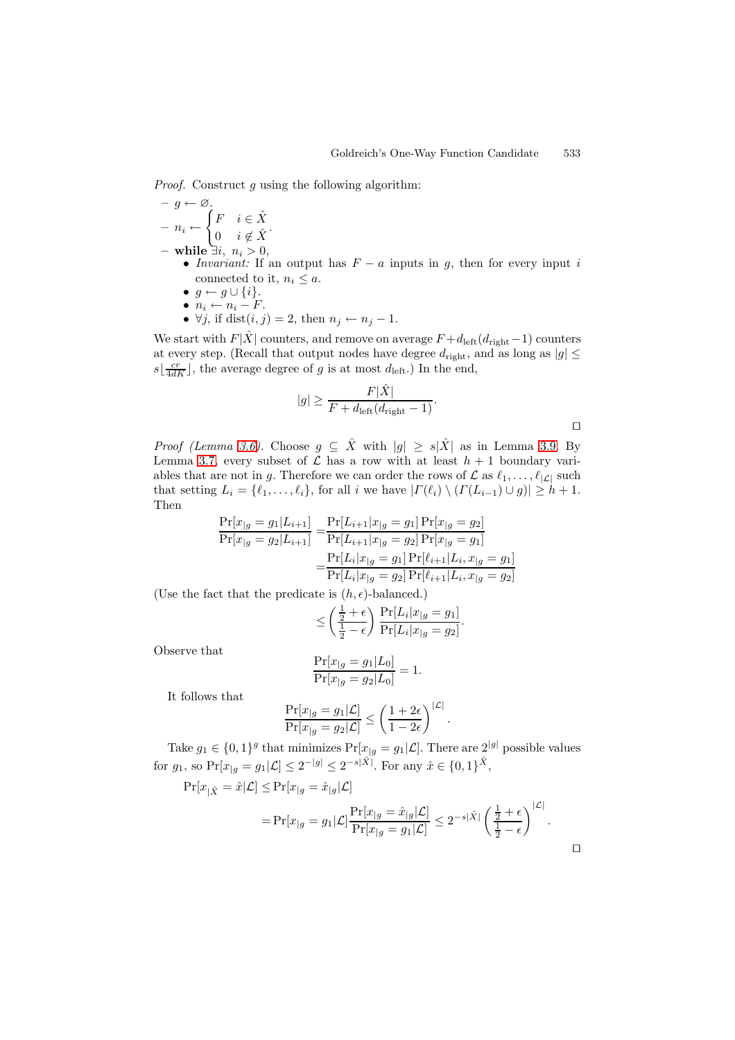*Proof.* Construct $g$ using the following algorithm:

- $g \leftarrow \varnothing$.
- $n_i \leftarrow \begin{cases} F & i \in \hat{X} \\ 0 & i \notin \hat{X} \end{cases}$.
- **while** $\exists i,\ n_i > 0$,
  - *Invariant:* If an output has $F - a$ inputs in $g$, then for every input $i$ connected to it, $n_i \leq a$.
  - $g \leftarrow g \cup \{i\}$.
  - $n_i \leftarrow n_i - F$.
  - $\forall j$, if $\operatorname{dist}(i, j) = 2$, then $n_j \leftarrow n_j - 1$.

We start with $F|\hat{X}|$ counters, and remove on average $F + d_{\text{left}}(d_{\text{right}} - 1)$ counters at every step. (Recall that output nodes have degree $d_{\text{right}}$, and as long as $|g| \leq s\lfloor \frac{cr}{4dK} \rfloor$, the average degree of $g$ is at most $d_{\text{left}}$.) In the end,

$$|g| \geq \frac{F|\hat{X}|}{F + d_{\text{left}}(d_{\text{right}} - 1)}.$$

$\square$

*Proof (Lemma 3.6).* Choose $g \subseteq \hat{X}$ with $|g| \geq s|\hat{X}|$ as in Lemma 3.9. By Lemma 3.7, every subset of $\mathcal{L}$ has a row with at least $h + 1$ boundary variables that are not in $g$. Therefore we can order the rows of $\mathcal{L}$ as $\ell_1, \ldots, \ell_{|\mathcal{L}|}$ such that setting $L_i = \{\ell_1, \ldots, \ell_i\}$, for all $i$ we have $|\Gamma(\ell_i) \setminus (\Gamma(L_{i-1}) \cup g)| \geq h + 1$. Then

$$\begin{aligned}
\frac{\Pr[x_{|g} = g_1 | L_{i+1}]}{\Pr[x_{|g} = g_2 | L_{i+1}]} &= \frac{\Pr[L_{i+1} | x_{|g} = g_1] \Pr[x_{|g} = g_2]}{\Pr[L_{i+1} | x_{|g} = g_2] \Pr[x_{|g} = g_1]} \\
&= \frac{\Pr[L_i | x_{|g} = g_1] \Pr[\ell_{i+1} | L_i, x_{|g} = g_1]}{\Pr[L_i | x_{|g} = g_2] \Pr[\ell_{i+1} | L_i, x_{|g} = g_2]}
\end{aligned}$$

(Use the fact that the predicate is $(h, \epsilon)$-balanced.)

$$\leq \left( \frac{\frac{1}{2} + \epsilon}{\frac{1}{2} - \epsilon} \right) \frac{\Pr[L_i | x_{|g} = g_1]}{\Pr[L_i | x_{|g} = g_2]}.$$

Observe that

$$\frac{\Pr[x_{|g} = g_1 | L_0]}{\Pr[x_{|g} = g_2 | L_0]} = 1.$$

It follows that

$$\frac{\Pr[x_{|g} = g_1 | \mathcal{L}]}{\Pr[x_{|g} = g_2 | \mathcal{L}]} \leq \left( \frac{1 + 2\epsilon}{1 - 2\epsilon} \right)^{|\mathcal{L}|}.$$

Take $g_1 \in \{0,1\}^g$ that minimizes $\Pr[x_{|g} = g_1 | \mathcal{L}]$. There are $2^{|g|}$ possible values for $g_1$, so $\Pr[x_{|g} = g_1 | \mathcal{L}] \leq 2^{-|g|} \leq 2^{-s|\hat{X}|}$. For any $\hat{x} \in \{0,1\}^{\hat{X}}$,

$$\begin{aligned}
\Pr[x_{|\hat{X}} = \hat{x} | \mathcal{L}] &\leq \Pr[x_{|g} = \hat{x}_{|g} | \mathcal{L}] \\
&= \Pr[x_{|g} = g_1 | \mathcal{L}] \frac{\Pr[x_{|g} = \hat{x}_{|g} | \mathcal{L}]}{\Pr[x_{|g} = g_1 | \mathcal{L}]} \leq 2^{-s|\hat{X}|} \left( \frac{\frac{1}{2} + \epsilon}{\frac{1}{2} - \epsilon} \right)^{|\mathcal{L}|}.
\end{aligned}$$

$\square$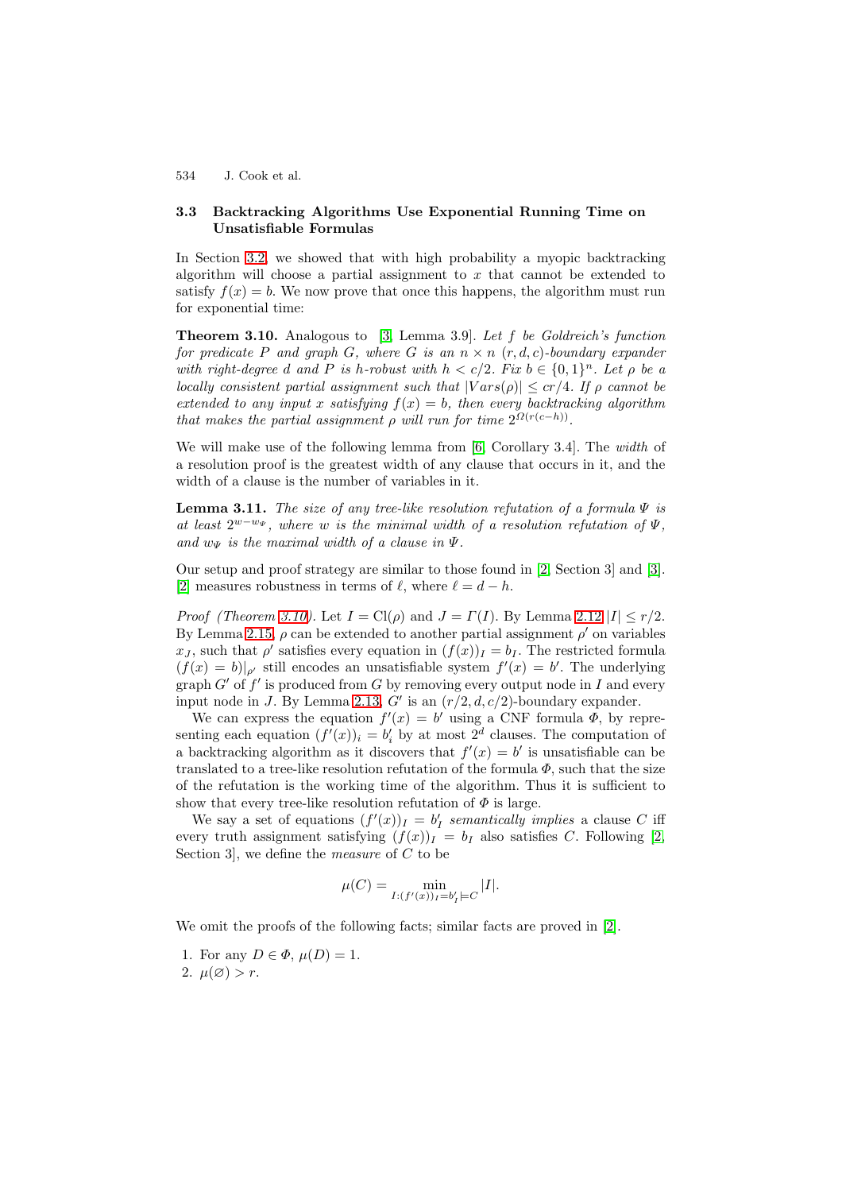### 3.3 Backtracking Algorithms Use Exponential Running Time on Unsatisfiable Formulas

In Section 3.2, we showed that with high probability a myopic backtracking algorithm will choose a partial assignment to $x$ that cannot be extended to satisfy $f(x) = b$. We now prove that once this happens, the algorithm must run for exponential time:

**Theorem 3.10.** Analogous to [3, Lemma 3.9]. *Let $f$ be Goldreich's function for predicate $P$ and graph $G$, where $G$ is an $n \times n$ $(r, d, c)$-boundary expander with right-degree $d$ and $P$ is $h$-robust with $h < c/2$. Fix $b \in \{0,1\}^n$. Let $\rho$ be a locally consistent partial assignment such that $|Vars(\rho)| \leq cr/4$. If $\rho$ cannot be extended to any input $x$ satisfying $f(x) = b$, then every backtracking algorithm that makes the partial assignment $\rho$ will run for time $2^{\Omega(r(c-h))}$.*

We will make use of the following lemma from [6, Corollary 3.4]. The *width* of a resolution proof is the greatest width of any clause that occurs in it, and the width of a clause is the number of variables in it.

**Lemma 3.11.** *The size of any tree-like resolution refutation of a formula $\Psi$ is at least $2^{w - w_\Psi}$, where $w$ is the minimal width of a resolution refutation of $\Psi$, and $w_\Psi$ is the maximal width of a clause in $\Psi$.*

Our setup and proof strategy are similar to those found in [2, Section 3] and [3]. [2] measures robustness in terms of $\ell$, where $\ell = d - h$.

*Proof (Theorem 3.10).* Let $I = \mathrm{Cl}(\rho)$ and $J = \Gamma(I)$. By Lemma 2.12 $|I| \leq r/2$. By Lemma 2.15, $\rho$ can be extended to another partial assignment $\rho'$ on variables $x_J$, such that $\rho'$ satisfies every equation in $(f(x))_I = b_I$. The restricted formula $(f(x) = b)|_{\rho'}$ still encodes an unsatisfiable system $f'(x) = b'$. The underlying graph $G'$ of $f'$ is produced from $G$ by removing every output node in $I$ and every input node in $J$. By Lemma 2.13, $G'$ is an $(r/2, d, c/2)$-boundary expander.

We can express the equation $f'(x) = b'$ using a CNF formula $\Phi$, by representing each equation $(f'(x))_i = b'_i$ by at most $2^d$ clauses. The computation of a backtracking algorithm as it discovers that $f'(x) = b'$ is unsatisfiable can be translated to a tree-like resolution refutation of the formula $\Phi$, such that the size of the refutation is the working time of the algorithm. Thus it is sufficient to show that every tree-like resolution refutation of $\Phi$ is large.

We say a set of equations $(f'(x))_I = b'_I$ *semantically implies* a clause $C$ iff every truth assignment satisfying $(f(x))_I = b_I$ also satisfies $C$. Following [2, Section 3], we define the *measure* of $C$ to be

$$\mu(C) = \min_{I : (f'(x))_I = b'_I \models C} |I|.$$

We omit the proofs of the following facts; similar facts are proved in [2].

1. For any $D \in \Phi$, $\mu(D) = 1$.
2. $\mu(\varnothing) > r$.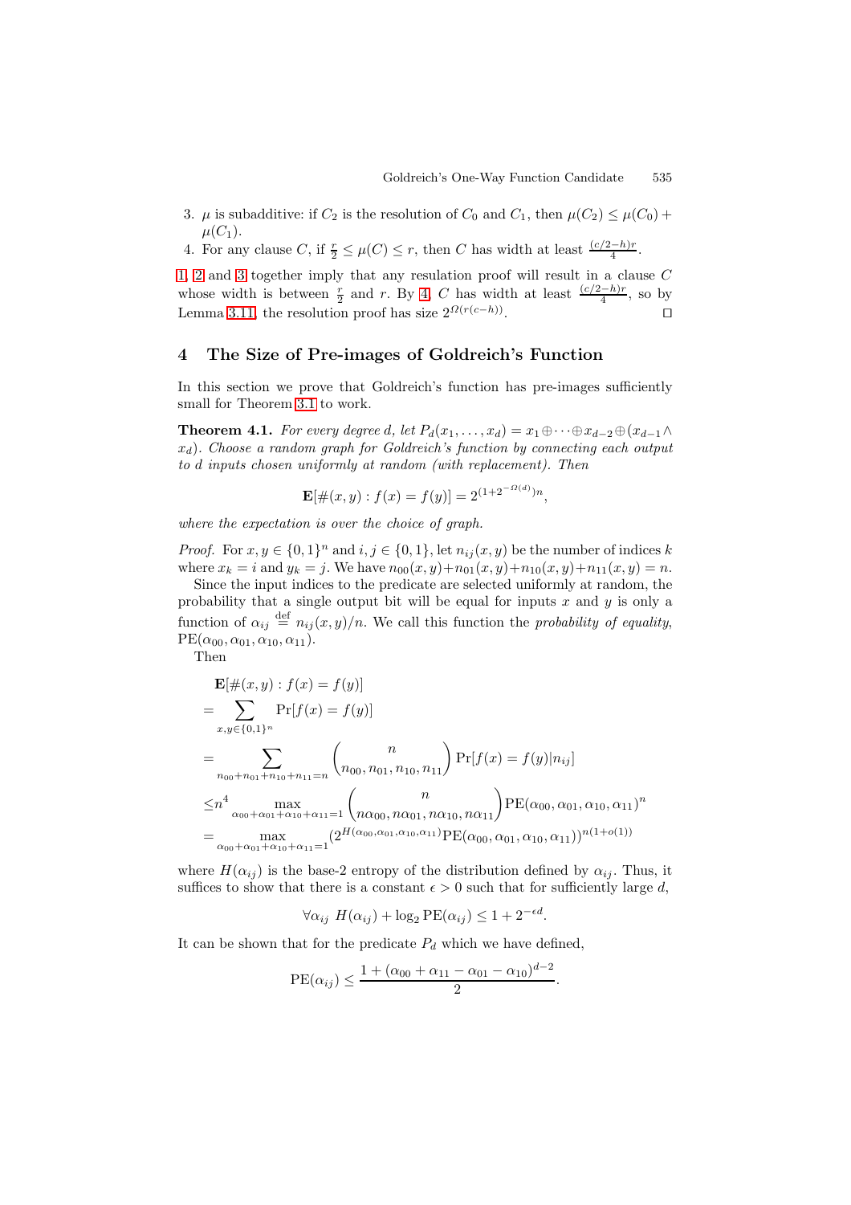3. $\mu$ is subadditive: if $C_2$ is the resolution of $C_0$ and $C_1$, then $\mu(C_2) \leq \mu(C_0) + \mu(C_1)$.
4. For any clause $C$, if $\frac{r}{2} \leq \mu(C) \leq r$, then $C$ has width at least $\frac{(c/2-h)r}{4}$.

1, 2 and 3 together imply that any resulation proof will result in a clause $C$ whose width is between $\frac{r}{2}$ and $r$. By 4, $C$ has width at least $\frac{(c/2-h)r}{4}$, so by Lemma 3.11, the resolution proof has size $2^{\Omega(r(c-h))}$. □

## 4 The Size of Pre-images of Goldreich's Function

In this section we prove that Goldreich's function has pre-images sufficiently small for Theorem 3.1 to work.

**Theorem 4.1.** *For every degree $d$, let $P_d(x_1, \ldots, x_d) = x_1 \oplus \cdots \oplus x_{d-2} \oplus (x_{d-1} \wedge x_d)$. Choose a random graph for Goldreich's function by connecting each output to $d$ inputs chosen uniformly at random (with replacement). Then*

$$\mathbf{E}[\#(x,y) : f(x) = f(y)] = 2^{(1+2^{-\Omega(d)})n},$$

*where the expectation is over the choice of graph.*

*Proof.* For $x, y \in \{0,1\}^n$ and $i, j \in \{0,1\}$, let $n_{ij}(x,y)$ be the number of indices $k$ where $x_k = i$ and $y_k = j$. We have $n_{00}(x,y) + n_{01}(x,y) + n_{10}(x,y) + n_{11}(x,y) = n$.

Since the input indices to the predicate are selected uniformly at random, the probability that a single output bit will be equal for inputs $x$ and $y$ is only a function of $\alpha_{ij} \stackrel{\text{def}}{=} n_{ij}(x,y)/n$. We call this function the *probability of equality*, $\mathrm{PE}(\alpha_{00}, \alpha_{01}, \alpha_{10}, \alpha_{11})$.

Then

$$\begin{aligned}
&\mathbf{E}[\#(x,y) : f(x) = f(y)] \\
=& \sum_{x,y \in \{0,1\}^n} \Pr[f(x) = f(y)] \\
=& \sum_{n_{00}+n_{01}+n_{10}+n_{11}=n} \binom{n}{n_{00}, n_{01}, n_{10}, n_{11}} \Pr[f(x) = f(y) | n_{ij}] \\
\leq& n^4 \max_{\alpha_{00}+\alpha_{01}+\alpha_{10}+\alpha_{11}=1} \binom{n}{n\alpha_{00}, n\alpha_{01}, n\alpha_{10}, n\alpha_{11}} \mathrm{PE}(\alpha_{00}, \alpha_{01}, \alpha_{10}, \alpha_{11})^n \\
=& \max_{\alpha_{00}+\alpha_{01}+\alpha_{10}+\alpha_{11}=1} (2^{H(\alpha_{00}, \alpha_{01}, \alpha_{10}, \alpha_{11})} \mathrm{PE}(\alpha_{00}, \alpha_{01}, \alpha_{10}, \alpha_{11}))^{n(1+o(1))}
\end{aligned}$$

where $H(\alpha_{ij})$ is the base-2 entropy of the distribution defined by $\alpha_{ij}$. Thus, it suffices to show that there is a constant $\epsilon > 0$ such that for sufficiently large $d$,

$$\forall \alpha_{ij} \;\; H(\alpha_{ij}) + \log_2 \mathrm{PE}(\alpha_{ij}) \leq 1 + 2^{-\epsilon d}.$$

It can be shown that for the predicate $P_d$ which we have defined,

$$\mathrm{PE}(\alpha_{ij}) \leq \frac{1 + (\alpha_{00} + \alpha_{11} - \alpha_{01} - \alpha_{10})^{d-2}}{2}.$$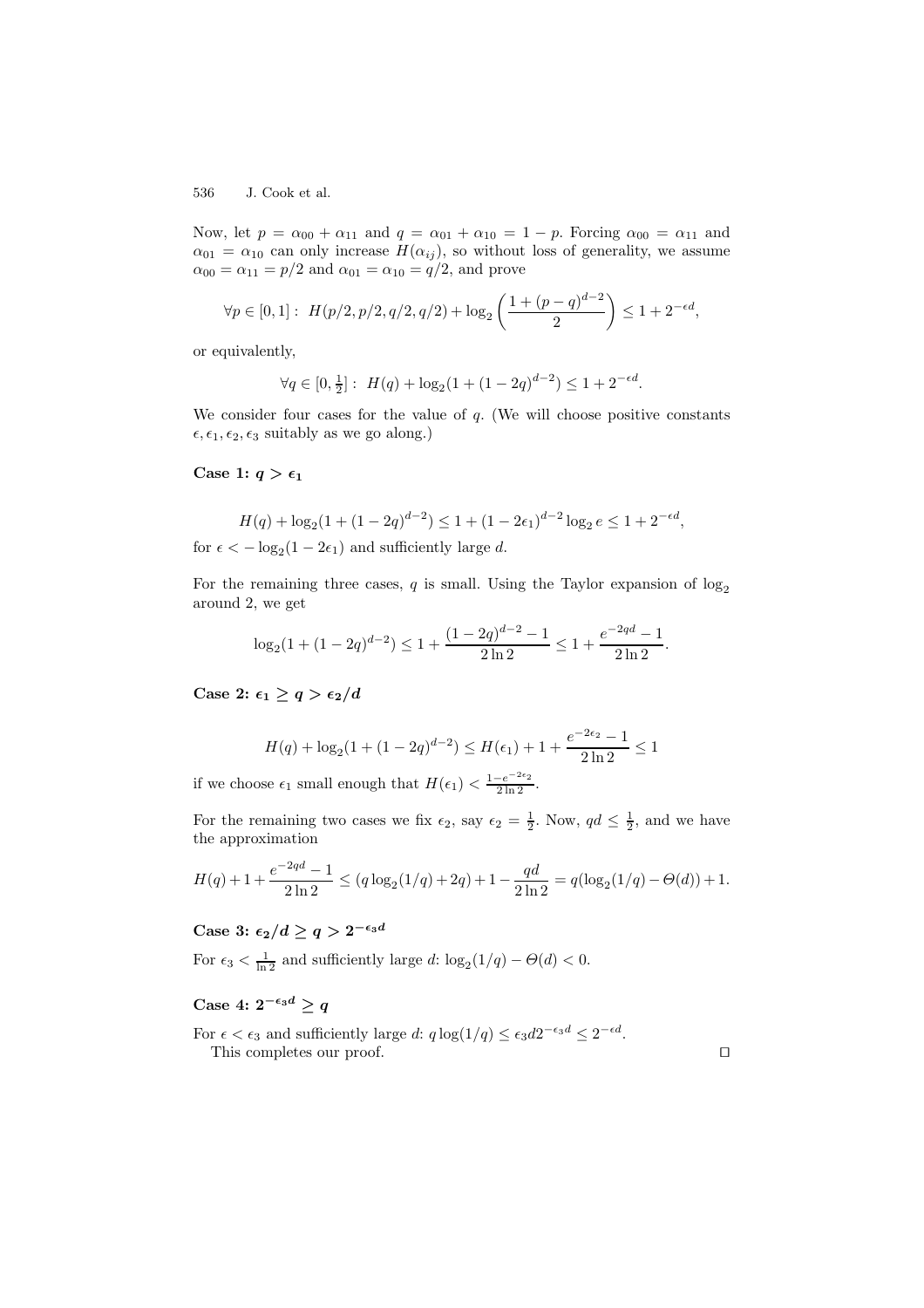Now, let $p = \alpha_{00} + \alpha_{11}$ and $q = \alpha_{01} + \alpha_{10} = 1 - p$. Forcing $\alpha_{00} = \alpha_{11}$ and $\alpha_{01} = \alpha_{10}$ can only increase $H(\alpha_{ij})$, so without loss of generality, we assume $\alpha_{00} = \alpha_{11} = p/2$ and $\alpha_{01} = \alpha_{10} = q/2$, and prove

$$\forall p \in [0,1]: \; H(p/2, p/2, q/2, q/2) + \log_2\left(\frac{1 + (p-q)^{d-2}}{2}\right) \leq 1 + 2^{-\epsilon d},$$

or equivalently,

$$\forall q \in [0, \tfrac{1}{2}]: \; H(q) + \log_2(1 + (1-2q)^{d-2}) \leq 1 + 2^{-\epsilon d}.$$

We consider four cases for the value of $q$. (We will choose positive constants $\epsilon, \epsilon_1, \epsilon_2, \epsilon_3$ suitably as we go along.)

**Case 1: $q > \epsilon_1$**

$$H(q) + \log_2(1 + (1-2q)^{d-2}) \leq 1 + (1-2\epsilon_1)^{d-2} \log_2 e \leq 1 + 2^{-\epsilon d},$$

for $\epsilon < -\log_2(1 - 2\epsilon_1)$ and sufficiently large $d$.

For the remaining three cases, $q$ is small. Using the Taylor expansion of $\log_2$ around 2, we get

$$\log_2(1 + (1-2q)^{d-2}) \leq 1 + \frac{(1-2q)^{d-2} - 1}{2 \ln 2} \leq 1 + \frac{e^{-2qd} - 1}{2 \ln 2}.$$

**Case 2: $\epsilon_1 \geq q > \epsilon_2/d$**

$$H(q) + \log_2(1 + (1-2q)^{d-2}) \leq H(\epsilon_1) + 1 + \frac{e^{-2\epsilon_2} - 1}{2 \ln 2} \leq 1$$

if we choose $\epsilon_1$ small enough that $H(\epsilon_1) < \frac{1 - e^{-2\epsilon_2}}{2 \ln 2}$.

For the remaining two cases we fix $\epsilon_2$, say $\epsilon_2 = \frac{1}{2}$. Now, $qd \leq \frac{1}{2}$, and we have the approximation

$$H(q) + 1 + \frac{e^{-2qd} - 1}{2 \ln 2} \leq (q \log_2(1/q) + 2q) + 1 - \frac{qd}{2 \ln 2} = q(\log_2(1/q) - \Theta(d)) + 1.$$

**Case 3: $\epsilon_2/d \geq q > 2^{-\epsilon_3 d}$**

For $\epsilon_3 < \frac{1}{\ln 2}$ and sufficiently large $d$: $\log_2(1/q) - \Theta(d) < 0$.

**Case 4: $2^{-\epsilon_3 d} \geq q$**

For $\epsilon < \epsilon_3$ and sufficiently large $d$: $q \log(1/q) \leq \epsilon_3 d 2^{-\epsilon_3 d} \leq 2^{-\epsilon d}$.

This completes our proof. ◻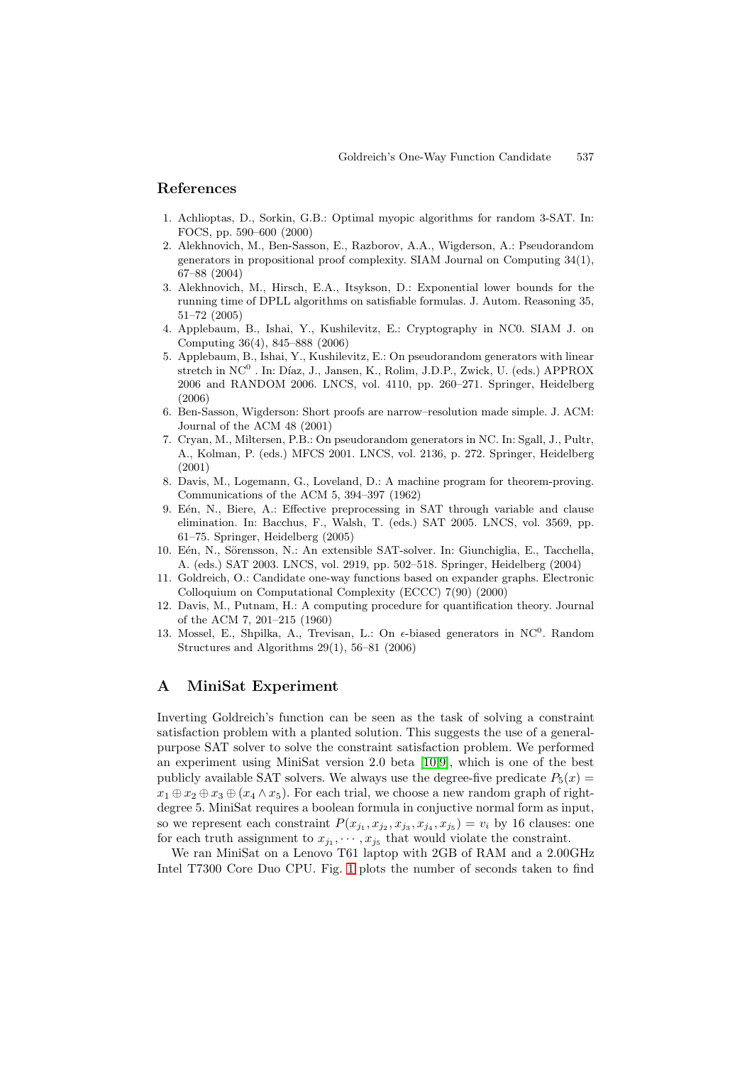## References

1. Achlioptas, D., Sorkin, G.B.: Optimal myopic algorithms for random 3-SAT. In: FOCS, pp. 590–600 (2000)
2. Alekhnovich, M., Ben-Sasson, E., Razborov, A.A., Wigderson, A.: Pseudorandom generators in propositional proof complexity. SIAM Journal on Computing 34(1), 67–88 (2004)
3. Alekhnovich, M., Hirsch, E.A., Itsykson, D.: Exponential lower bounds for the running time of DPLL algorithms on satisfiable formulas. J. Autom. Reasoning 35, 51–72 (2005)
4. Applebaum, B., Ishai, Y., Kushilevitz, E.: Cryptography in NC0. SIAM J. on Computing 36(4), 845–888 (2006)
5. Applebaum, B., Ishai, Y., Kushilevitz, E.: On pseudorandom generators with linear stretch in $NC^0$ . In: Díaz, J., Jansen, K., Rolim, J.D.P., Zwick, U. (eds.) APPROX 2006 and RANDOM 2006. LNCS, vol. 4110, pp. 260–271. Springer, Heidelberg (2006)
6. Ben-Sasson, Wigderson: Short proofs are narrow–resolution made simple. J. ACM: Journal of the ACM 48 (2001)
7. Cryan, M., Miltersen, P.B.: On pseudorandom generators in NC. In: Sgall, J., Pultr, A., Kolman, P. (eds.) MFCS 2001. LNCS, vol. 2136, p. 272. Springer, Heidelberg (2001)
8. Davis, M., Logemann, G., Loveland, D.: A machine program for theorem-proving. Communications of the ACM 5, 394–397 (1962)
9. Eén, N., Biere, A.: Effective preprocessing in SAT through variable and clause elimination. In: Bacchus, F., Walsh, T. (eds.) SAT 2005. LNCS, vol. 3569, pp. 61–75. Springer, Heidelberg (2005)
10. Eén, N., Sörensson, N.: An extensible SAT-solver. In: Giunchiglia, E., Tacchella, A. (eds.) SAT 2003. LNCS, vol. 2919, pp. 502–518. Springer, Heidelberg (2004)
11. Goldreich, O.: Candidate one-way functions based on expander graphs. Electronic Colloquium on Computational Complexity (ECCC) 7(90) (2000)
12. Davis, M., Putnam, H.: A computing procedure for quantification theory. Journal of the ACM 7, 201–215 (1960)
13. Mossel, E., Shpilka, A., Trevisan, L.: On $\epsilon$-biased generators in $NC^0$. Random Structures and Algorithms 29(1), 56–81 (2006)

## A MiniSat Experiment

Inverting Goldreich's function can be seen as the task of solving a constraint satisfaction problem with a planted solution. This suggests the use of a general-purpose SAT solver to solve the constraint satisfaction problem. We performed an experiment using MiniSat version 2.0 beta [10,9], which is one of the best publicly available SAT solvers. We always use the degree-five predicate $P_5(x) = x_1 \oplus x_2 \oplus x_3 \oplus (x_4 \wedge x_5)$. For each trial, we choose a new random graph of right-degree 5. MiniSat requires a boolean formula in conjuctive normal form as input, so we represent each constraint $P(x_{j_1}, x_{j_2}, x_{j_3}, x_{j_4}, x_{j_5}) = v_i$ by 16 clauses: one for each truth assignment to $x_{j_1}, \cdots, x_{j_5}$ that would violate the constraint.

We ran MiniSat on a Lenovo T61 laptop with 2GB of RAM and a 2.00GHz Intel T7300 Core Duo CPU. Fig. 1 plots the number of seconds taken to find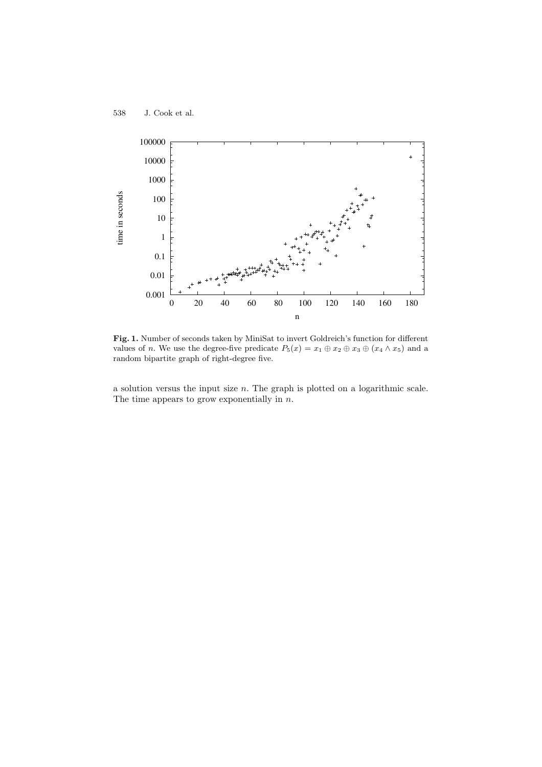time in seconds

100000

10000

1000

100

10

1

0.1

0.01

0.001

0 20 40 60 80 100 120 140 160 180

n

**Fig. 1.** Number of seconds taken by MiniSat to invert Goldreich's function for different values of $n$. We use the degree-five predicate $P_5(x) = x_1 \oplus x_2 \oplus x_3 \oplus (x_4 \wedge x_5)$ and a random bipartite graph of right-degree five.

a solution versus the input size $n$. The graph is plotted on a logarithmic scale. The time appears to grow exponentially in $n$.